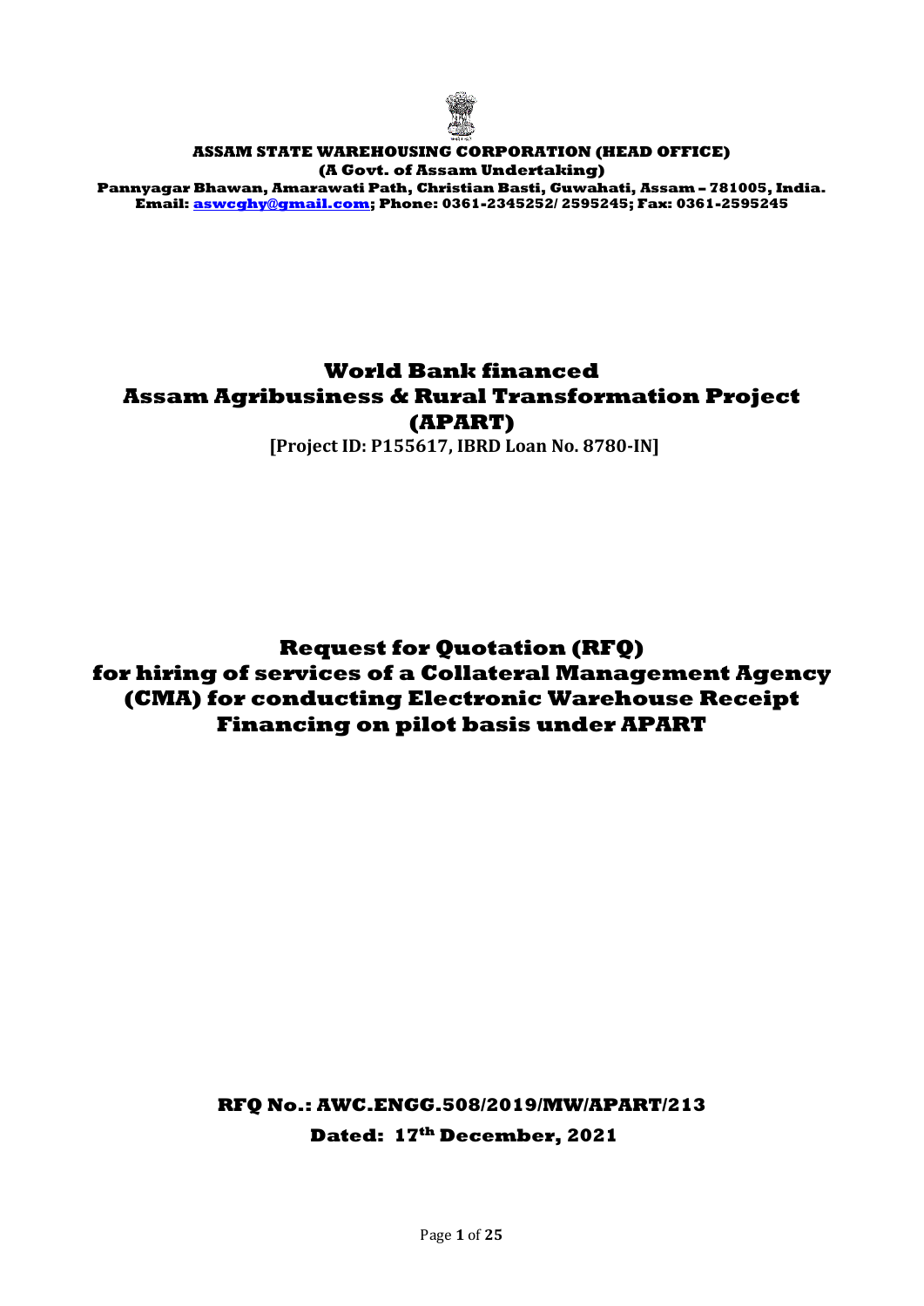**ASSAM STATE WAREHOUSING CORPORATION (HEAD OFFICE)**
**(A Govt. of Assam Undertaking)**
**Pannyagar Bhawan, Amarawati Path, Christian Basti, Guwahati, Assam – 781005, India.**
**Email: aswcghy@gmail.com; Phone: 0361-2345252/ 2595245; Fax: 0361-2595245**

# World Bank financed Assam Agribusiness & Rural Transformation Project (APART)

**[Project ID: P155617, IBRD Loan No. 8780-IN]**

# Request for Quotation (RFQ) for hiring of services of a Collateral Management Agency (CMA) for conducting Electronic Warehouse Receipt Financing on pilot basis under APART

**RFQ No.: AWC.ENGG.508/2019/MW/APART/213**

**Dated: 17th December, 2021**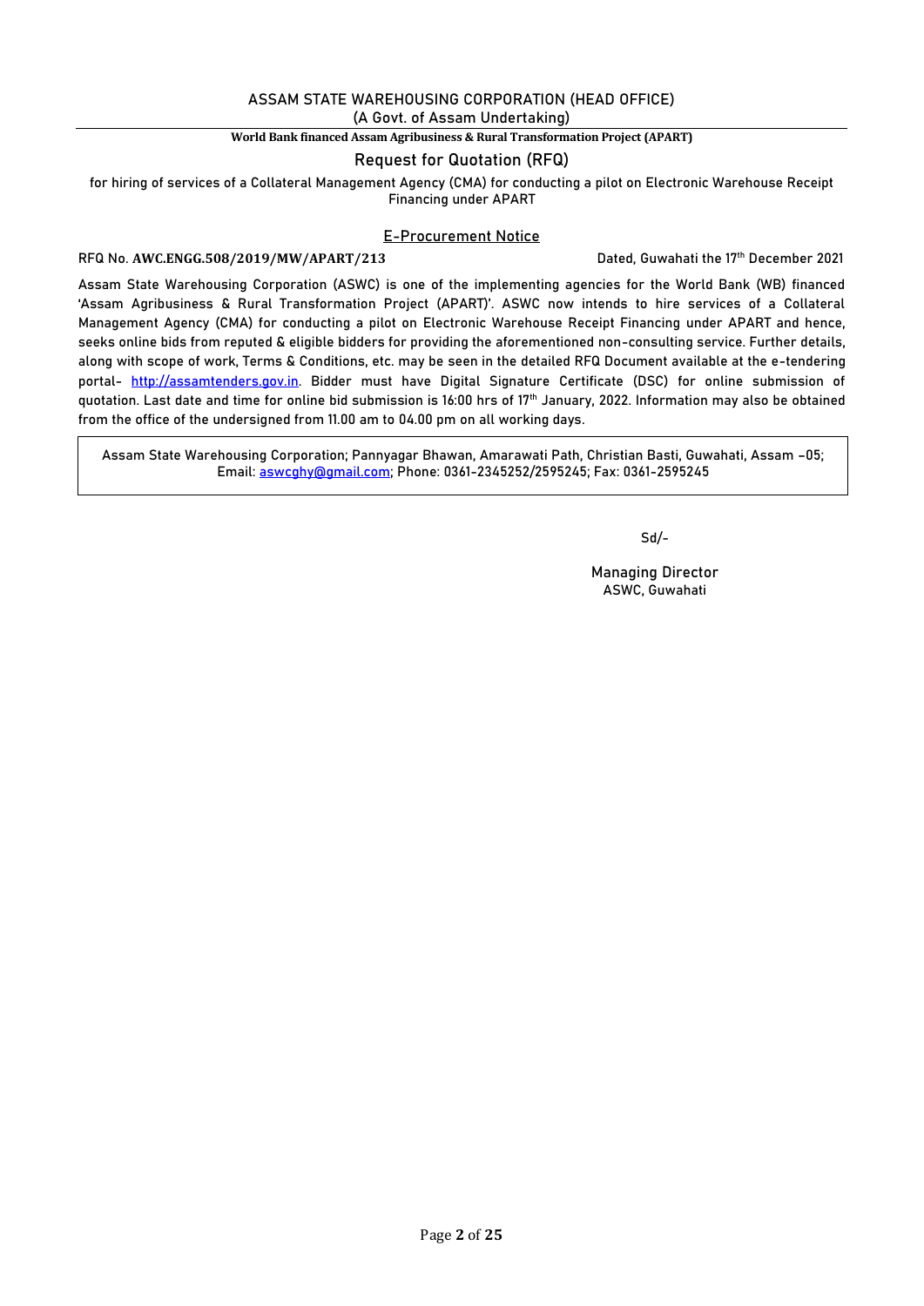# ASSAM STATE WAREHOUSING CORPORATION (HEAD OFFICE)

(A Govt. of Assam Undertaking)

**World Bank financed Assam Agribusiness & Rural Transformation Project (APART)**

## Request for Quotation (RFQ)

for hiring of services of a Collateral Management Agency (CMA) for conducting a pilot on Electronic Warehouse Receipt Financing under APART

### E-Procurement Notice

RFQ No. **AWC.ENGG.508/2019/MW/APART/213** Dated, Guwahati the 17th December 2021

Assam State Warehousing Corporation (ASWC) is one of the implementing agencies for the World Bank (WB) financed 'Assam Agribusiness & Rural Transformation Project (APART)'. ASWC now intends to hire services of a Collateral Management Agency (CMA) for conducting a pilot on Electronic Warehouse Receipt Financing under APART and hence, seeks online bids from reputed & eligible bidders for providing the aforementioned non-consulting service. Further details, along with scope of work, Terms & Conditions, etc. may be seen in the detailed RFQ Document available at the e-tendering portal- http://assamtenders.gov.in. Bidder must have Digital Signature Certificate (DSC) for online submission of quotation. Last date and time for online bid submission is 16:00 hrs of 17th January, 2022. Information may also be obtained from the office of the undersigned from 11.00 am to 04.00 pm on all working days.

Assam State Warehousing Corporation; Pannyagar Bhawan, Amarawati Path, Christian Basti, Guwahati, Assam –05; Email: aswcghy@gmail.com; Phone: 0361-2345252/2595245; Fax: 0361-2595245

Sd/-

Managing Director
ASWC, Guwahati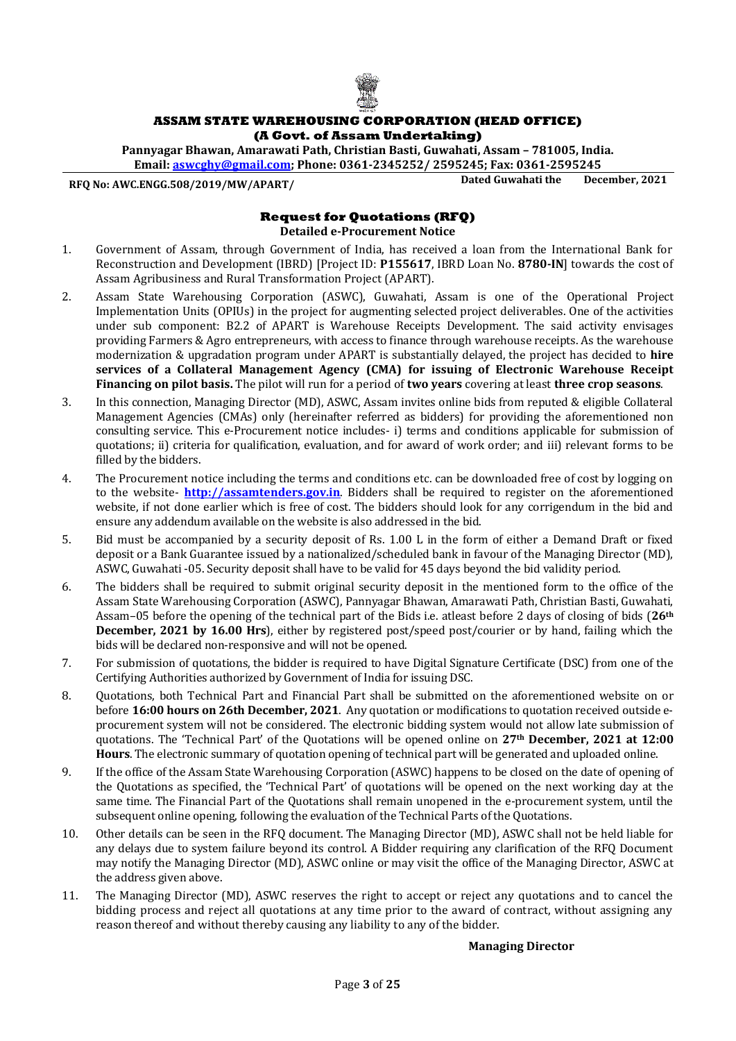**ASSAM STATE WAREHOUSING CORPORATION (HEAD OFFICE)**
**(A Govt. of Assam Undertaking)**
**Pannyagar Bhawan, Amarawati Path, Christian Basti, Guwahati, Assam – 781005, India.**
**Email: aswcghy@gmail.com; Phone: 0361-2345252/ 2595245; Fax: 0361-2595245**

**RFQ No: AWC.ENGG.508/2019/MW/APART/** **Dated Guwahati the December, 2021**

## Request for Quotations (RFQ)

### Detailed e-Procurement Notice

1. Government of Assam, through Government of India, has received a loan from the International Bank for Reconstruction and Development (IBRD) [Project ID: **P155617**, IBRD Loan No. **8780-IN**] towards the cost of Assam Agribusiness and Rural Transformation Project (APART).
2. Assam State Warehousing Corporation (ASWC), Guwahati, Assam is one of the Operational Project Implementation Units (OPIUs) in the project for augmenting selected project deliverables. One of the activities under sub component: B2.2 of APART is Warehouse Receipts Development. The said activity envisages providing Farmers & Agro entrepreneurs, with access to finance through warehouse receipts. As the warehouse modernization & upgradation program under APART is substantially delayed, the project has decided to **hire services of a Collateral Management Agency (CMA) for issuing of Electronic Warehouse Receipt Financing on pilot basis.** The pilot will run for a period of **two years** covering at least **three crop seasons**.
3. In this connection, Managing Director (MD), ASWC, Assam invites online bids from reputed & eligible Collateral Management Agencies (CMAs) only (hereinafter referred as bidders) for providing the aforementioned non consulting service. This e-Procurement notice includes- i) terms and conditions applicable for submission of quotations; ii) criteria for qualification, evaluation, and for award of work order; and iii) relevant forms to be filled by the bidders.
4. The Procurement notice including the terms and conditions etc. can be downloaded free of cost by logging on to the website- **http://assamtenders.gov.in**. Bidders shall be required to register on the aforementioned website, if not done earlier which is free of cost. The bidders should look for any corrigendum in the bid and ensure any addendum available on the website is also addressed in the bid.
5. Bid must be accompanied by a security deposit of Rs. 1.00 L in the form of either a Demand Draft or fixed deposit or a Bank Guarantee issued by a nationalized/scheduled bank in favour of the Managing Director (MD), ASWC, Guwahati -05. Security deposit shall have to be valid for 45 days beyond the bid validity period.
6. The bidders shall be required to submit original security deposit in the mentioned form to the office of the Assam State Warehousing Corporation (ASWC), Pannyagar Bhawan, Amarawati Path, Christian Basti, Guwahati, Assam–05 before the opening of the technical part of the Bids i.e. atleast before 2 days of closing of bids (**26th December, 2021 by 16.00 Hrs**), either by registered post/speed post/courier or by hand, failing which the bids will be declared non-responsive and will not be opened.
7. For submission of quotations, the bidder is required to have Digital Signature Certificate (DSC) from one of the Certifying Authorities authorized by Government of India for issuing DSC.
8. Quotations, both Technical Part and Financial Part shall be submitted on the aforementioned website on or before **16:00 hours on 26th December, 2021**. Any quotation or modifications to quotation received outside e-procurement system will not be considered. The electronic bidding system would not allow late submission of quotations. The 'Technical Part' of the Quotations will be opened online on **27th December, 2021 at 12:00 Hours**. The electronic summary of quotation opening of technical part will be generated and uploaded online.
9. If the office of the Assam State Warehousing Corporation (ASWC) happens to be closed on the date of opening of the Quotations as specified, the 'Technical Part' of quotations will be opened on the next working day at the same time. The Financial Part of the Quotations shall remain unopened in the e-procurement system, until the subsequent online opening, following the evaluation of the Technical Parts of the Quotations.
10. Other details can be seen in the RFQ document. The Managing Director (MD), ASWC shall not be held liable for any delays due to system failure beyond its control. A Bidder requiring any clarification of the RFQ Document may notify the Managing Director (MD), ASWC online or may visit the office of the Managing Director, ASWC at the address given above.
11. The Managing Director (MD), ASWC reserves the right to accept or reject any quotations and to cancel the bidding process and reject all quotations at any time prior to the award of contract, without assigning any reason thereof and without thereby causing any liability to any of the bidder.

**Managing Director**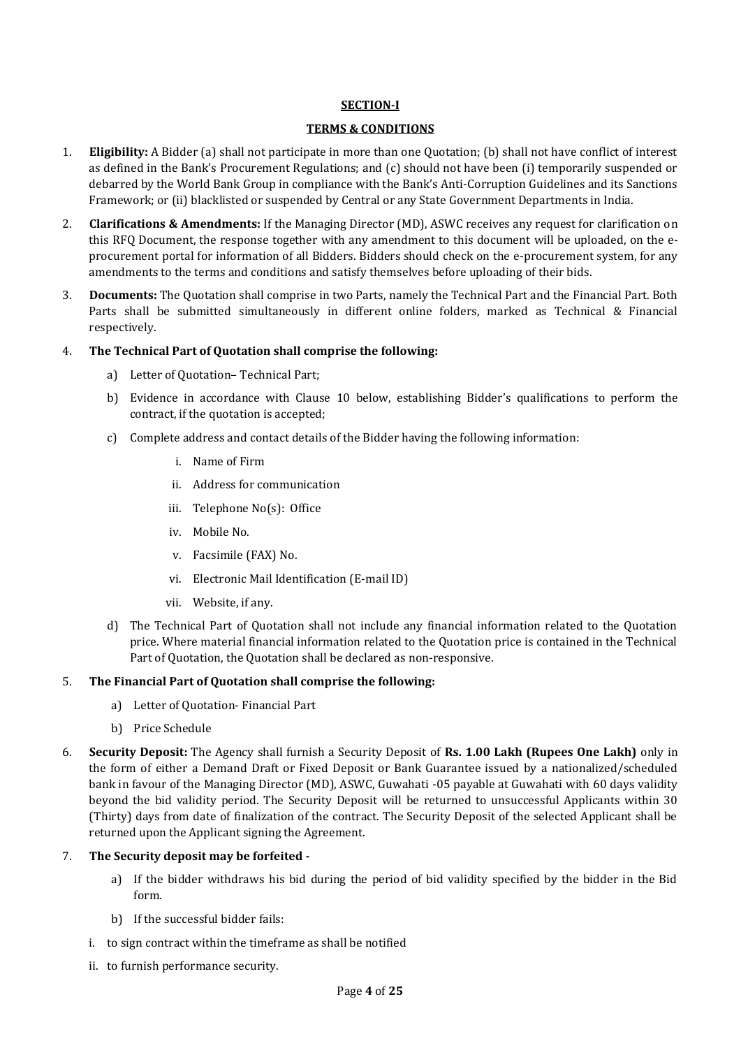**SECTION-I**

**TERMS & CONDITIONS**

1. **Eligibility:** A Bidder (a) shall not participate in more than one Quotation; (b) shall not have conflict of interest as defined in the Bank's Procurement Regulations; and (c) should not have been (i) temporarily suspended or debarred by the World Bank Group in compliance with the Bank's Anti-Corruption Guidelines and its Sanctions Framework; or (ii) blacklisted or suspended by Central or any State Government Departments in India.

2. **Clarifications & Amendments:** If the Managing Director (MD), ASWC receives any request for clarification on this RFQ Document, the response together with any amendment to this document will be uploaded, on the e-procurement portal for information of all Bidders. Bidders should check on the e-procurement system, for any amendments to the terms and conditions and satisfy themselves before uploading of their bids.

3. **Documents:** The Quotation shall comprise in two Parts, namely the Technical Part and the Financial Part. Both Parts shall be submitted simultaneously in different online folders, marked as Technical & Financial respectively.

4. **The Technical Part of Quotation shall comprise the following:**

   a) Letter of Quotation– Technical Part;

   b) Evidence in accordance with Clause 10 below, establishing Bidder's qualifications to perform the contract, if the quotation is accepted;

   c) Complete address and contact details of the Bidder having the following information:

      i. Name of Firm

      ii. Address for communication

      iii. Telephone No(s): Office

      iv. Mobile No.

      v. Facsimile (FAX) No.

      vi. Electronic Mail Identification (E-mail ID)

      vii. Website, if any.

   d) The Technical Part of Quotation shall not include any financial information related to the Quotation price. Where material financial information related to the Quotation price is contained in the Technical Part of Quotation, the Quotation shall be declared as non-responsive.

5. **The Financial Part of Quotation shall comprise the following:**

   a) Letter of Quotation- Financial Part

   b) Price Schedule

6. **Security Deposit:** The Agency shall furnish a Security Deposit of **Rs. 1.00 Lakh (Rupees One Lakh)** only in the form of either a Demand Draft or Fixed Deposit or Bank Guarantee issued by a nationalized/scheduled bank in favour of the Managing Director (MD), ASWC, Guwahati -05 payable at Guwahati with 60 days validity beyond the bid validity period. The Security Deposit will be returned to unsuccessful Applicants within 30 (Thirty) days from date of finalization of the contract. The Security Deposit of the selected Applicant shall be returned upon the Applicant signing the Agreement.

7. **The Security deposit may be forfeited -**

   a) If the bidder withdraws his bid during the period of bid validity specified by the bidder in the Bid form.

   b) If the successful bidder fails:

   i. to sign contract within the timeframe as shall be notified

   ii. to furnish performance security.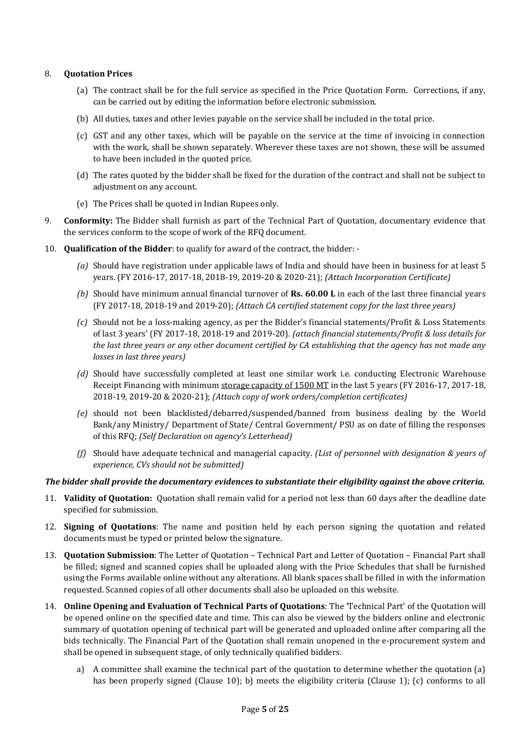8. **Quotation Prices**

   (a) The contract shall be for the full service as specified in the Price Quotation Form. Corrections, if any, can be carried out by editing the information before electronic submission.

   (b) All duties, taxes and other levies payable on the service shall be included in the total price.

   (c) GST and any other taxes, which will be payable on the service at the time of invoicing in connection with the work, shall be shown separately. Wherever these taxes are not shown, these will be assumed to have been included in the quoted price.

   (d) The rates quoted by the bidder shall be fixed for the duration of the contract and shall not be subject to adjustment on any account.

   (e) The Prices shall be quoted in Indian Rupees only.

9. **Conformity:** The Bidder shall furnish as part of the Technical Part of Quotation, documentary evidence that the services conform to the scope of work of the RFQ document.

10. **Qualification of the Bidder**: to qualify for award of the contract, the bidder: -

    *(a)* Should have registration under applicable laws of India and should have been in business for at least 5 years. (FY 2016-17, 2017-18, 2018-19, 2019-20 & 2020-21); *(Attach Incorporation Certificate)*

    *(b)* Should have minimum annual financial turnover of **Rs. 60.00 L** in each of the last three financial years (FY 2017-18, 2018-19 and 2019-20); *(Attach CA certified statement copy for the last three years)*

    *(c)* Should not be a loss-making agency, as per the Bidder's financial statements/Profit & Loss Statements of last 3 years' (FY 2017-18, 2018-19 and 2019-20). *(attach financial statements/Profit & loss details for the last three years or any other document certified by CA establishing that the agency has not made any losses in last three years)*

    *(d)* Should have successfully completed at least one similar work i.e. conducting Electronic Warehouse Receipt Financing with minimum storage capacity of 1500 MT in the last 5 years (FY 2016-17, 2017-18, 2018-19, 2019-20 & 2020-21); *(Attach copy of work orders/completion certificates)*

    *(e)* should not been blacklisted/debarred/suspended/banned from business dealing by the World Bank/any Ministry/ Department of State/ Central Government/ PSU as on date of filling the responses of this RFQ; *(Self Declaration on agency's Letterhead)*

    *(f)* Should have adequate technical and managerial capacity. *(List of personnel with designation & years of experience, CVs should not be submitted)*

***The bidder shall provide the documentary evidences to substantiate their eligibility against the above criteria.***

11. **Validity of Quotation:** Quotation shall remain valid for a period not less than 60 days after the deadline date specified for submission.

12. **Signing of Quotations**: The name and position held by each person signing the quotation and related documents must be typed or printed below the signature.

13. **Quotation Submission**: The Letter of Quotation – Technical Part and Letter of Quotation – Financial Part shall be filled; signed and scanned copies shall be uploaded along with the Price Schedules that shall be furnished using the Forms available online without any alterations. All blank spaces shall be filled in with the information requested. Scanned copies of all other documents shall also be uploaded on this website.

14. **Online Opening and Evaluation of Technical Parts of Quotations**: The 'Technical Part' of the Quotation will be opened online on the specified date and time. This can also be viewed by the bidders online and electronic summary of quotation opening of technical part will be generated and uploaded online after comparing all the bids technically. The Financial Part of the Quotation shall remain unopened in the e-procurement system and shall be opened in subsequent stage, of only technically qualified bidders.

    a) A committee shall examine the technical part of the quotation to determine whether the quotation (a) has been properly signed (Clause 10); b) meets the eligibility criteria (Clause 1); (c) conforms to all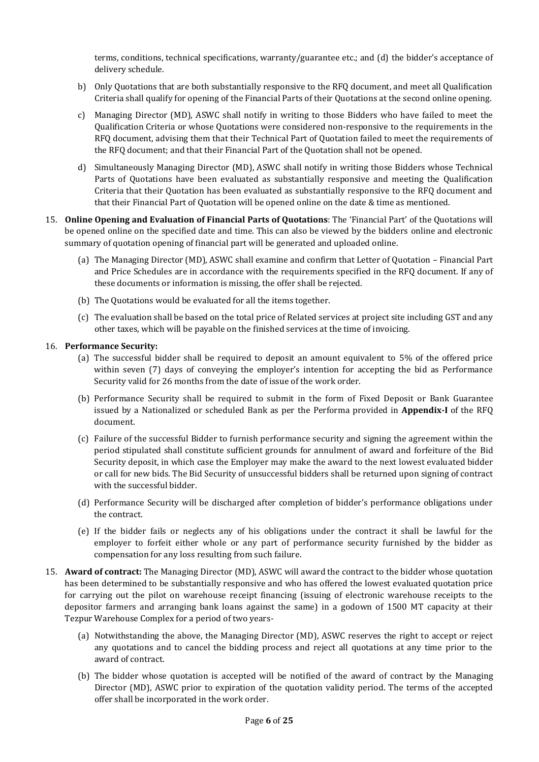terms, conditions, technical specifications, warranty/guarantee etc.; and (d) the bidder's acceptance of delivery schedule.

b) Only Quotations that are both substantially responsive to the RFQ document, and meet all Qualification Criteria shall qualify for opening of the Financial Parts of their Quotations at the second online opening.

c) Managing Director (MD), ASWC shall notify in writing to those Bidders who have failed to meet the Qualification Criteria or whose Quotations were considered non-responsive to the requirements in the RFQ document, advising them that their Technical Part of Quotation failed to meet the requirements of the RFQ document; and that their Financial Part of the Quotation shall not be opened.

d) Simultaneously Managing Director (MD), ASWC shall notify in writing those Bidders whose Technical Parts of Quotations have been evaluated as substantially responsive and meeting the Qualification Criteria that their Quotation has been evaluated as substantially responsive to the RFQ document and that their Financial Part of Quotation will be opened online on the date & time as mentioned.

15. **Online Opening and Evaluation of Financial Parts of Quotations**: The 'Financial Part' of the Quotations will be opened online on the specified date and time. This can also be viewed by the bidders online and electronic summary of quotation opening of financial part will be generated and uploaded online.

    (a) The Managing Director (MD), ASWC shall examine and confirm that Letter of Quotation – Financial Part and Price Schedules are in accordance with the requirements specified in the RFQ document. If any of these documents or information is missing, the offer shall be rejected.

    (b) The Quotations would be evaluated for all the items together.

    (c) The evaluation shall be based on the total price of Related services at project site including GST and any other taxes, which will be payable on the finished services at the time of invoicing.

16. **Performance Security:**

    (a) The successful bidder shall be required to deposit an amount equivalent to 5% of the offered price within seven (7) days of conveying the employer's intention for accepting the bid as Performance Security valid for 26 months from the date of issue of the work order.

    (b) Performance Security shall be required to submit in the form of Fixed Deposit or Bank Guarantee issued by a Nationalized or scheduled Bank as per the Performa provided in **Appendix-I** of the RFQ document.

    (c) Failure of the successful Bidder to furnish performance security and signing the agreement within the period stipulated shall constitute sufficient grounds for annulment of award and forfeiture of the Bid Security deposit, in which case the Employer may make the award to the next lowest evaluated bidder or call for new bids. The Bid Security of unsuccessful bidders shall be returned upon signing of contract with the successful bidder.

    (d) Performance Security will be discharged after completion of bidder's performance obligations under the contract.

    (e) If the bidder fails or neglects any of his obligations under the contract it shall be lawful for the employer to forfeit either whole or any part of performance security furnished by the bidder as compensation for any loss resulting from such failure.

15. **Award of contract:** The Managing Director (MD), ASWC will award the contract to the bidder whose quotation has been determined to be substantially responsive and who has offered the lowest evaluated quotation price for carrying out the pilot on warehouse receipt financing (issuing of electronic warehouse receipts to the depositor farmers and arranging bank loans against the same) in a godown of 1500 MT capacity at their Tezpur Warehouse Complex for a period of two years-

    (a) Notwithstanding the above, the Managing Director (MD), ASWC reserves the right to accept or reject any quotations and to cancel the bidding process and reject all quotations at any time prior to the award of contract.

    (b) The bidder whose quotation is accepted will be notified of the award of contract by the Managing Director (MD), ASWC prior to expiration of the quotation validity period. The terms of the accepted offer shall be incorporated in the work order.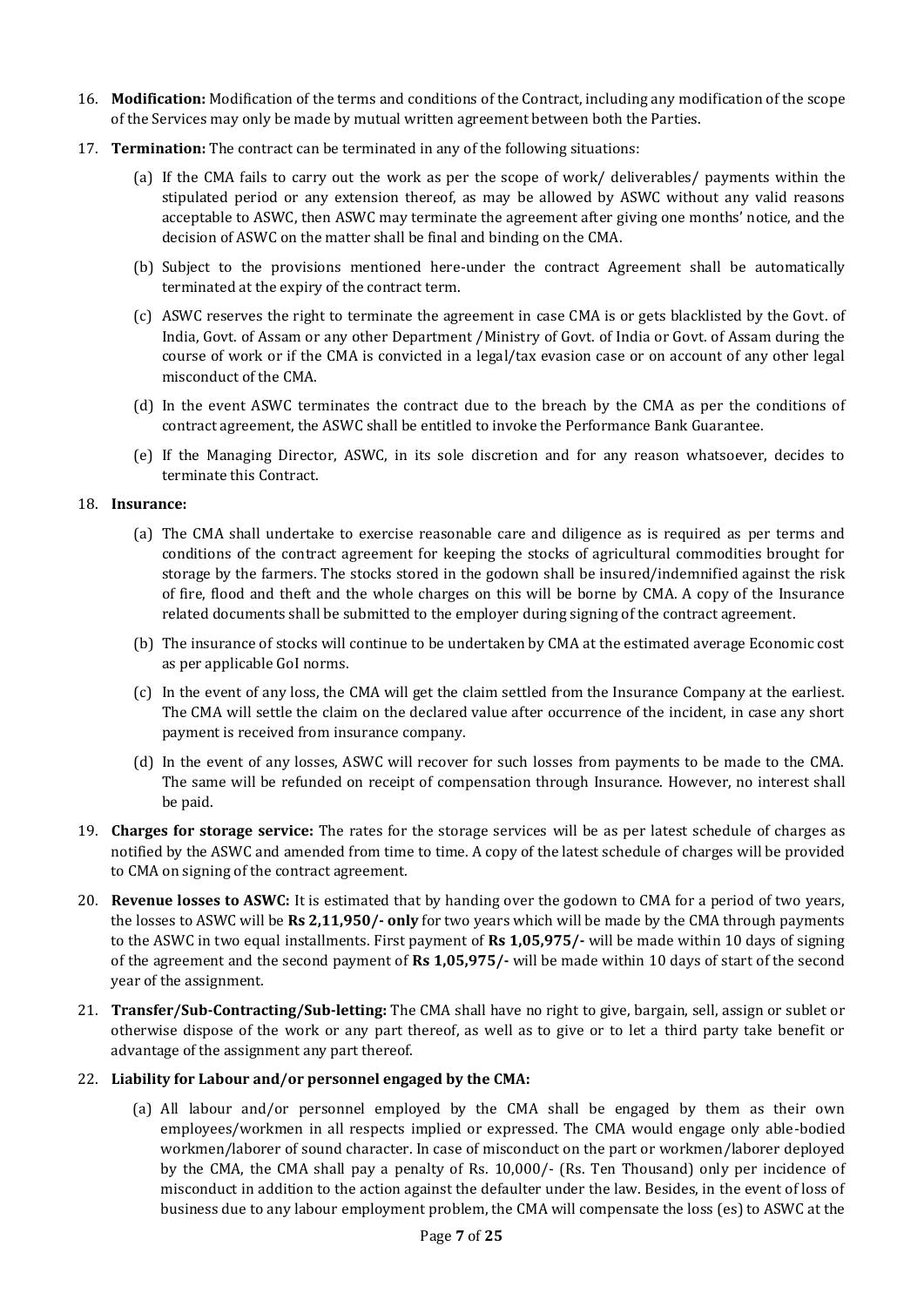16. **Modification:** Modification of the terms and conditions of the Contract, including any modification of the scope of the Services may only be made by mutual written agreement between both the Parties.

17. **Termination:** The contract can be terminated in any of the following situations:

    (a) If the CMA fails to carry out the work as per the scope of work/ deliverables/ payments within the stipulated period or any extension thereof, as may be allowed by ASWC without any valid reasons acceptable to ASWC, then ASWC may terminate the agreement after giving one months' notice, and the decision of ASWC on the matter shall be final and binding on the CMA.

    (b) Subject to the provisions mentioned here-under the contract Agreement shall be automatically terminated at the expiry of the contract term.

    (c) ASWC reserves the right to terminate the agreement in case CMA is or gets blacklisted by the Govt. of India, Govt. of Assam or any other Department /Ministry of Govt. of India or Govt. of Assam during the course of work or if the CMA is convicted in a legal/tax evasion case or on account of any other legal misconduct of the CMA.

    (d) In the event ASWC terminates the contract due to the breach by the CMA as per the conditions of contract agreement, the ASWC shall be entitled to invoke the Performance Bank Guarantee.

    (e) If the Managing Director, ASWC, in its sole discretion and for any reason whatsoever, decides to terminate this Contract.

18. **Insurance:**

    (a) The CMA shall undertake to exercise reasonable care and diligence as is required as per terms and conditions of the contract agreement for keeping the stocks of agricultural commodities brought for storage by the farmers. The stocks stored in the godown shall be insured/indemnified against the risk of fire, flood and theft and the whole charges on this will be borne by CMA. A copy of the Insurance related documents shall be submitted to the employer during signing of the contract agreement.

    (b) The insurance of stocks will continue to be undertaken by CMA at the estimated average Economic cost as per applicable GoI norms.

    (c) In the event of any loss, the CMA will get the claim settled from the Insurance Company at the earliest. The CMA will settle the claim on the declared value after occurrence of the incident, in case any short payment is received from insurance company.

    (d) In the event of any losses, ASWC will recover for such losses from payments to be made to the CMA. The same will be refunded on receipt of compensation through Insurance. However, no interest shall be paid.

19. **Charges for storage service:** The rates for the storage services will be as per latest schedule of charges as notified by the ASWC and amended from time to time. A copy of the latest schedule of charges will be provided to CMA on signing of the contract agreement.

20. **Revenue losses to ASWC:** It is estimated that by handing over the godown to CMA for a period of two years, the losses to ASWC will be **Rs 2,11,950/- only** for two years which will be made by the CMA through payments to the ASWC in two equal installments. First payment of **Rs 1,05,975/-** will be made within 10 days of signing of the agreement and the second payment of **Rs 1,05,975/-** will be made within 10 days of start of the second year of the assignment.

21. **Transfer/Sub-Contracting/Sub-letting:** The CMA shall have no right to give, bargain, sell, assign or sublet or otherwise dispose of the work or any part thereof, as well as to give or to let a third party take benefit or advantage of the assignment any part thereof.

22. **Liability for Labour and/or personnel engaged by the CMA:**

    (a) All labour and/or personnel employed by the CMA shall be engaged by them as their own employees/workmen in all respects implied or expressed. The CMA would engage only able-bodied workmen/laborer of sound character. In case of misconduct on the part or workmen/laborer deployed by the CMA, the CMA shall pay a penalty of Rs. 10,000/- (Rs. Ten Thousand) only per incidence of misconduct in addition to the action against the defaulter under the law. Besides, in the event of loss of business due to any labour employment problem, the CMA will compensate the loss (es) to ASWC at the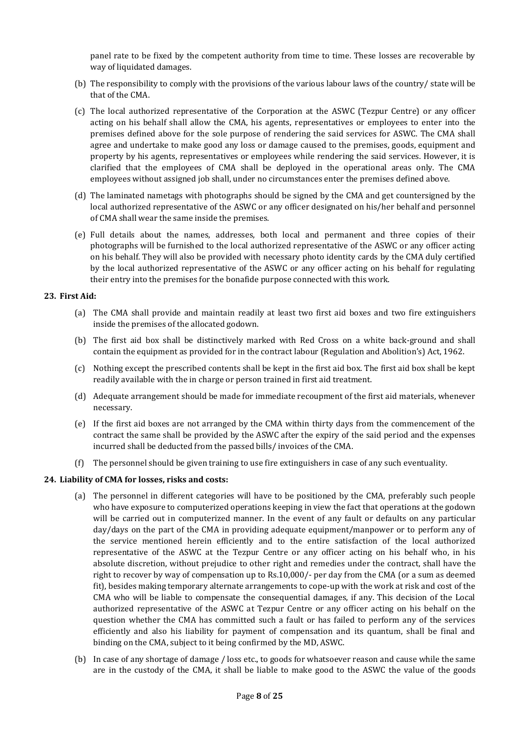panel rate to be fixed by the competent authority from time to time. These losses are recoverable by way of liquidated damages.

(b) The responsibility to comply with the provisions of the various labour laws of the country/ state will be that of the CMA.

(c) The local authorized representative of the Corporation at the ASWC (Tezpur Centre) or any officer acting on his behalf shall allow the CMA, his agents, representatives or employees to enter into the premises defined above for the sole purpose of rendering the said services for ASWC. The CMA shall agree and undertake to make good any loss or damage caused to the premises, goods, equipment and property by his agents, representatives or employees while rendering the said services. However, it is clarified that the employees of CMA shall be deployed in the operational areas only. The CMA employees without assigned job shall, under no circumstances enter the premises defined above.

(d) The laminated nametags with photographs should be signed by the CMA and get countersigned by the local authorized representative of the ASWC or any officer designated on his/her behalf and personnel of CMA shall wear the same inside the premises.

(e) Full details about the names, addresses, both local and permanent and three copies of their photographs will be furnished to the local authorized representative of the ASWC or any officer acting on his behalf. They will also be provided with necessary photo identity cards by the CMA duly certified by the local authorized representative of the ASWC or any officer acting on his behalf for regulating their entry into the premises for the bonafide purpose connected with this work.

**23. First Aid:**

(a) The CMA shall provide and maintain readily at least two first aid boxes and two fire extinguishers inside the premises of the allocated godown.

(b) The first aid box shall be distinctively marked with Red Cross on a white back-ground and shall contain the equipment as provided for in the contract labour (Regulation and Abolition's) Act, 1962.

(c) Nothing except the prescribed contents shall be kept in the first aid box. The first aid box shall be kept readily available with the in charge or person trained in first aid treatment.

(d) Adequate arrangement should be made for immediate recoupment of the first aid materials, whenever necessary.

(e) If the first aid boxes are not arranged by the CMA within thirty days from the commencement of the contract the same shall be provided by the ASWC after the expiry of the said period and the expenses incurred shall be deducted from the passed bills/ invoices of the CMA.

(f) The personnel should be given training to use fire extinguishers in case of any such eventuality.

**24. Liability of CMA for losses, risks and costs:**

(a) The personnel in different categories will have to be positioned by the CMA, preferably such people who have exposure to computerized operations keeping in view the fact that operations at the godown will be carried out in computerized manner. In the event of any fault or defaults on any particular day/days on the part of the CMA in providing adequate equipment/manpower or to perform any of the service mentioned herein efficiently and to the entire satisfaction of the local authorized representative of the ASWC at the Tezpur Centre or any officer acting on his behalf who, in his absolute discretion, without prejudice to other right and remedies under the contract, shall have the right to recover by way of compensation up to Rs.10,000/- per day from the CMA (or a sum as deemed fit), besides making temporary alternate arrangements to cope-up with the work at risk and cost of the CMA who will be liable to compensate the consequential damages, if any. This decision of the Local authorized representative of the ASWC at Tezpur Centre or any officer acting on his behalf on the question whether the CMA has committed such a fault or has failed to perform any of the services efficiently and also his liability for payment of compensation and its quantum, shall be final and binding on the CMA, subject to it being confirmed by the MD, ASWC.

(b) In case of any shortage of damage / loss etc., to goods for whatsoever reason and cause while the same are in the custody of the CMA, it shall be liable to make good to the ASWC the value of the goods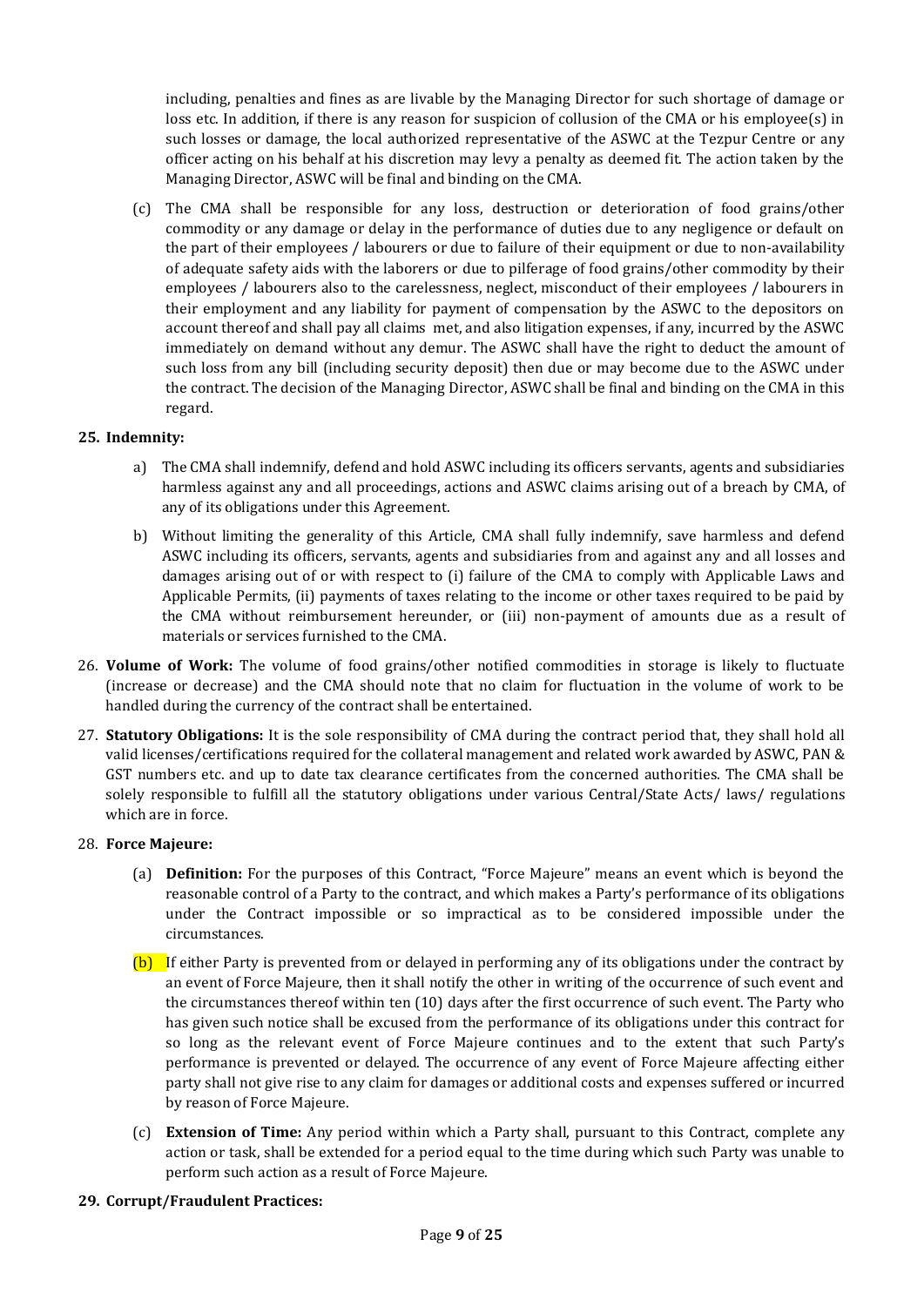including, penalties and fines as are livable by the Managing Director for such shortage of damage or loss etc. In addition, if there is any reason for suspicion of collusion of the CMA or his employee(s) in such losses or damage, the local authorized representative of the ASWC at the Tezpur Centre or any officer acting on his behalf at his discretion may levy a penalty as deemed fit. The action taken by the Managing Director, ASWC will be final and binding on the CMA.

(c) The CMA shall be responsible for any loss, destruction or deterioration of food grains/other commodity or any damage or delay in the performance of duties due to any negligence or default on the part of their employees / labourers or due to failure of their equipment or due to non-availability of adequate safety aids with the laborers or due to pilferage of food grains/other commodity by their employees / labourers also to the carelessness, neglect, misconduct of their employees / labourers in their employment and any liability for payment of compensation by the ASWC to the depositors on account thereof and shall pay all claims met, and also litigation expenses, if any, incurred by the ASWC immediately on demand without any demur. The ASWC shall have the right to deduct the amount of such loss from any bill (including security deposit) then due or may become due to the ASWC under the contract. The decision of the Managing Director, ASWC shall be final and binding on the CMA in this regard.

**25. Indemnity:**

a) The CMA shall indemnify, defend and hold ASWC including its officers servants, agents and subsidiaries harmless against any and all proceedings, actions and ASWC claims arising out of a breach by CMA, of any of its obligations under this Agreement.

b) Without limiting the generality of this Article, CMA shall fully indemnify, save harmless and defend ASWC including its officers, servants, agents and subsidiaries from and against any and all losses and damages arising out of or with respect to (i) failure of the CMA to comply with Applicable Laws and Applicable Permits, (ii) payments of taxes relating to the income or other taxes required to be paid by the CMA without reimbursement hereunder, or (iii) non-payment of amounts due as a result of materials or services furnished to the CMA.

26. **Volume of Work:** The volume of food grains/other notified commodities in storage is likely to fluctuate (increase or decrease) and the CMA should note that no claim for fluctuation in the volume of work to be handled during the currency of the contract shall be entertained.

27. **Statutory Obligations:** It is the sole responsibility of CMA during the contract period that, they shall hold all valid licenses/certifications required for the collateral management and related work awarded by ASWC, PAN & GST numbers etc. and up to date tax clearance certificates from the concerned authorities. The CMA shall be solely responsible to fulfill all the statutory obligations under various Central/State Acts/ laws/ regulations which are in force.

28. **Force Majeure:**

(a) **Definition:** For the purposes of this Contract, "Force Majeure" means an event which is beyond the reasonable control of a Party to the contract, and which makes a Party's performance of its obligations under the Contract impossible or so impractical as to be considered impossible under the circumstances.

(b) If either Party is prevented from or delayed in performing any of its obligations under the contract by an event of Force Majeure, then it shall notify the other in writing of the occurrence of such event and the circumstances thereof within ten (10) days after the first occurrence of such event. The Party who has given such notice shall be excused from the performance of its obligations under this contract for so long as the relevant event of Force Majeure continues and to the extent that such Party's performance is prevented or delayed. The occurrence of any event of Force Majeure affecting either party shall not give rise to any claim for damages or additional costs and expenses suffered or incurred by reason of Force Majeure.

(c) **Extension of Time:** Any period within which a Party shall, pursuant to this Contract, complete any action or task, shall be extended for a period equal to the time during which such Party was unable to perform such action as a result of Force Majeure.

**29. Corrupt/Fraudulent Practices:**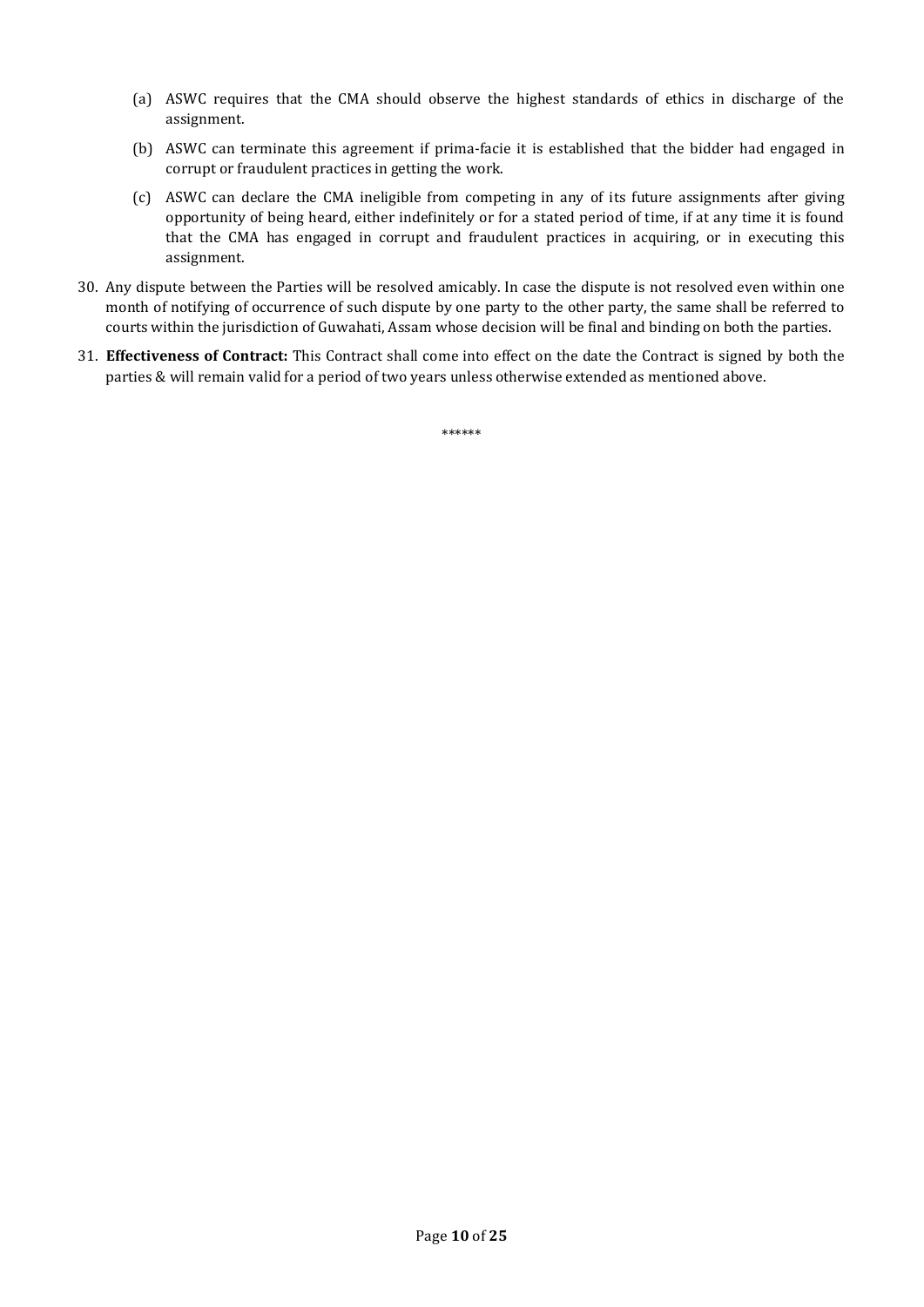(a) ASWC requires that the CMA should observe the highest standards of ethics in discharge of the assignment.

(b) ASWC can terminate this agreement if prima-facie it is established that the bidder had engaged in corrupt or fraudulent practices in getting the work.

(c) ASWC can declare the CMA ineligible from competing in any of its future assignments after giving opportunity of being heard, either indefinitely or for a stated period of time, if at any time it is found that the CMA has engaged in corrupt and fraudulent practices in acquiring, or in executing this assignment.

30. Any dispute between the Parties will be resolved amicably. In case the dispute is not resolved even within one month of notifying of occurrence of such dispute by one party to the other party, the same shall be referred to courts within the jurisdiction of Guwahati, Assam whose decision will be final and binding on both the parties.

31. **Effectiveness of Contract:** This Contract shall come into effect on the date the Contract is signed by both the parties & will remain valid for a period of two years unless otherwise extended as mentioned above.

******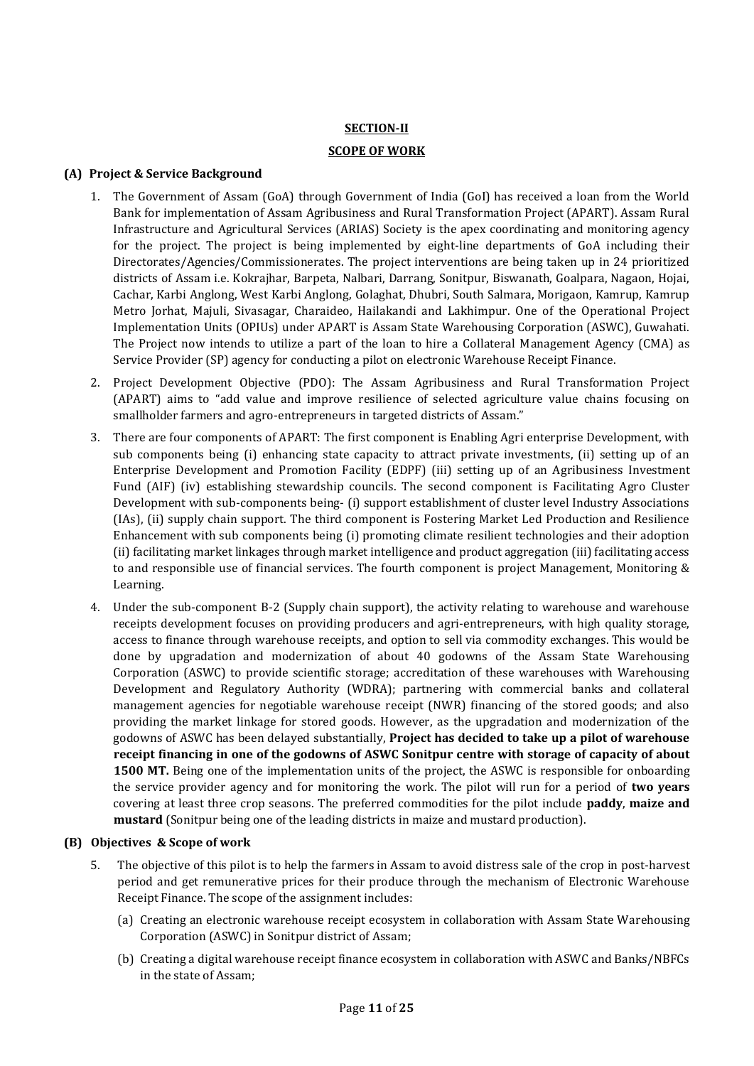## SECTION-II

## SCOPE OF WORK

### (A) Project & Service Background

1. The Government of Assam (GoA) through Government of India (GoI) has received a loan from the World Bank for implementation of Assam Agribusiness and Rural Transformation Project (APART). Assam Rural Infrastructure and Agricultural Services (ARIAS) Society is the apex coordinating and monitoring agency for the project. The project is being implemented by eight-line departments of GoA including their Directorates/Agencies/Commissionerates. The project interventions are being taken up in 24 prioritized districts of Assam i.e. Kokrajhar, Barpeta, Nalbari, Darrang, Sonitpur, Biswanath, Goalpara, Nagaon, Hojai, Cachar, Karbi Anglong, West Karbi Anglong, Golaghat, Dhubri, South Salmara, Morigaon, Kamrup, Kamrup Metro Jorhat, Majuli, Sivasagar, Charaideo, Hailakandi and Lakhimpur. One of the Operational Project Implementation Units (OPIUs) under APART is Assam State Warehousing Corporation (ASWC), Guwahati. The Project now intends to utilize a part of the loan to hire a Collateral Management Agency (CMA) as Service Provider (SP) agency for conducting a pilot on electronic Warehouse Receipt Finance.

2. Project Development Objective (PDO): The Assam Agribusiness and Rural Transformation Project (APART) aims to "add value and improve resilience of selected agriculture value chains focusing on smallholder farmers and agro-entrepreneurs in targeted districts of Assam."

3. There are four components of APART: The first component is Enabling Agri enterprise Development, with sub components being (i) enhancing state capacity to attract private investments, (ii) setting up of an Enterprise Development and Promotion Facility (EDPF) (iii) setting up of an Agribusiness Investment Fund (AIF) (iv) establishing stewardship councils. The second component is Facilitating Agro Cluster Development with sub-components being- (i) support establishment of cluster level Industry Associations (IAs), (ii) supply chain support. The third component is Fostering Market Led Production and Resilience Enhancement with sub components being (i) promoting climate resilient technologies and their adoption (ii) facilitating market linkages through market intelligence and product aggregation (iii) facilitating access to and responsible use of financial services. The fourth component is project Management, Monitoring & Learning.

4. Under the sub-component B-2 (Supply chain support), the activity relating to warehouse and warehouse receipts development focuses on providing producers and agri-entrepreneurs, with high quality storage, access to finance through warehouse receipts, and option to sell via commodity exchanges. This would be done by upgradation and modernization of about 40 godowns of the Assam State Warehousing Corporation (ASWC) to provide scientific storage; accreditation of these warehouses with Warehousing Development and Regulatory Authority (WDRA); partnering with commercial banks and collateral management agencies for negotiable warehouse receipt (NWR) financing of the stored goods; and also providing the market linkage for stored goods. However, as the upgradation and modernization of the godowns of ASWC has been delayed substantially, **Project has decided to take up a pilot of warehouse receipt financing in one of the godowns of ASWC Sonitpur centre with storage of capacity of about 1500 MT.** Being one of the implementation units of the project, the ASWC is responsible for onboarding the service provider agency and for monitoring the work. The pilot will run for a period of **two years** covering at least three crop seasons. The preferred commodities for the pilot include **paddy**, **maize and mustard** (Sonitpur being one of the leading districts in maize and mustard production).

### (B) Objectives & Scope of work

5. The objective of this pilot is to help the farmers in Assam to avoid distress sale of the crop in post-harvest period and get remunerative prices for their produce through the mechanism of Electronic Warehouse Receipt Finance. The scope of the assignment includes:

   (a) Creating an electronic warehouse receipt ecosystem in collaboration with Assam State Warehousing Corporation (ASWC) in Sonitpur district of Assam;

   (b) Creating a digital warehouse receipt finance ecosystem in collaboration with ASWC and Banks/NBFCs in the state of Assam;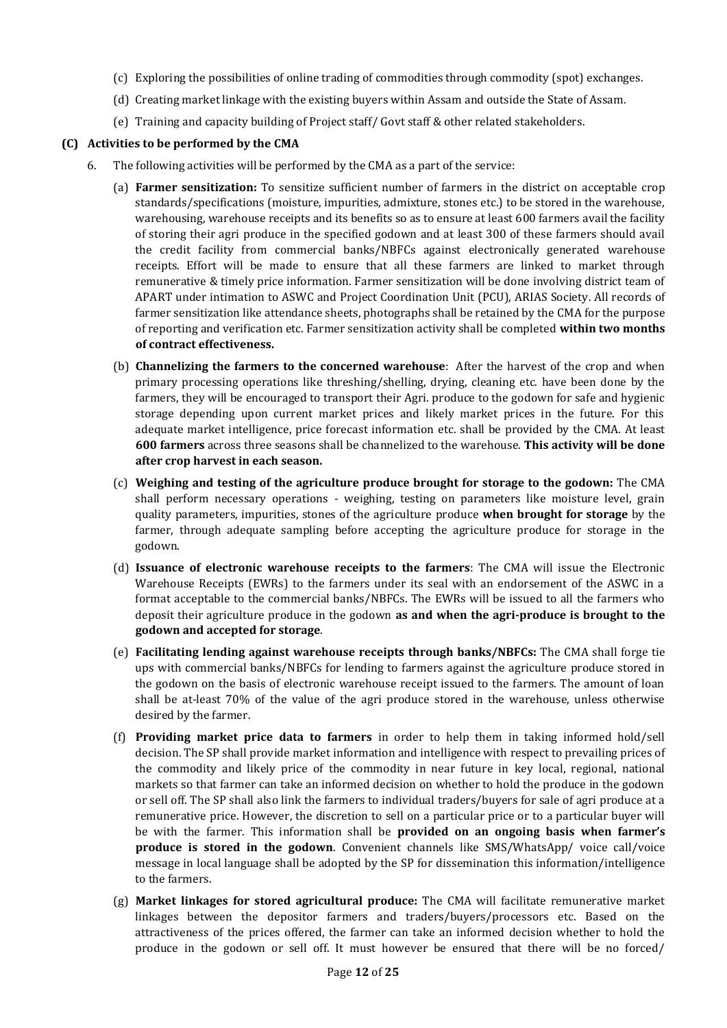(c) Exploring the possibilities of online trading of commodities through commodity (spot) exchanges.

(d) Creating market linkage with the existing buyers within Assam and outside the State of Assam.

(e) Training and capacity building of Project staff/ Govt staff & other related stakeholders.

### (C) Activities to be performed by the CMA

6. The following activities will be performed by the CMA as a part of the service:

   (a) **Farmer sensitization:** To sensitize sufficient number of farmers in the district on acceptable crop standards/specifications (moisture, impurities, admixture, stones etc.) to be stored in the warehouse, warehousing, warehouse receipts and its benefits so as to ensure at least 600 farmers avail the facility of storing their agri produce in the specified godown and at least 300 of these farmers should avail the credit facility from commercial banks/NBFCs against electronically generated warehouse receipts. Effort will be made to ensure that all these farmers are linked to market through remunerative & timely price information. Farmer sensitization will be done involving district team of APART under intimation to ASWC and Project Coordination Unit (PCU), ARIAS Society. All records of farmer sensitization like attendance sheets, photographs shall be retained by the CMA for the purpose of reporting and verification etc. Farmer sensitization activity shall be completed **within two months of contract effectiveness.**

   (b) **Channelizing the farmers to the concerned warehouse**: After the harvest of the crop and when primary processing operations like threshing/shelling, drying, cleaning etc. have been done by the farmers, they will be encouraged to transport their Agri. produce to the godown for safe and hygienic storage depending upon current market prices and likely market prices in the future. For this adequate market intelligence, price forecast information etc. shall be provided by the CMA. At least **600 farmers** across three seasons shall be channelized to the warehouse. **This activity will be done after crop harvest in each season.**

   (c) **Weighing and testing of the agriculture produce brought for storage to the godown:** The CMA shall perform necessary operations - weighing, testing on parameters like moisture level, grain quality parameters, impurities, stones of the agriculture produce **when brought for storage** by the farmer, through adequate sampling before accepting the agriculture produce for storage in the godown.

   (d) **Issuance of electronic warehouse receipts to the farmers**: The CMA will issue the Electronic Warehouse Receipts (EWRs) to the farmers under its seal with an endorsement of the ASWC in a format acceptable to the commercial banks/NBFCs. The EWRs will be issued to all the farmers who deposit their agriculture produce in the godown **as and when the agri-produce is brought to the godown and accepted for storage**.

   (e) **Facilitating lending against warehouse receipts through banks/NBFCs:** The CMA shall forge tie ups with commercial banks/NBFCs for lending to farmers against the agriculture produce stored in the godown on the basis of electronic warehouse receipt issued to the farmers. The amount of loan shall be at-least 70% of the value of the agri produce stored in the warehouse, unless otherwise desired by the farmer.

   (f) **Providing market price data to farmers** in order to help them in taking informed hold/sell decision. The SP shall provide market information and intelligence with respect to prevailing prices of the commodity and likely price of the commodity in near future in key local, regional, national markets so that farmer can take an informed decision on whether to hold the produce in the godown or sell off. The SP shall also link the farmers to individual traders/buyers for sale of agri produce at a remunerative price. However, the discretion to sell on a particular price or to a particular buyer will be with the farmer. This information shall be **provided on an ongoing basis when farmer's produce is stored in the godown**. Convenient channels like SMS/WhatsApp/ voice call/voice message in local language shall be adopted by the SP for dissemination this information/intelligence to the farmers.

   (g) **Market linkages for stored agricultural produce:** The CMA will facilitate remunerative market linkages between the depositor farmers and traders/buyers/processors etc. Based on the attractiveness of the prices offered, the farmer can take an informed decision whether to hold the produce in the godown or sell off. It must however be ensured that there will be no forced/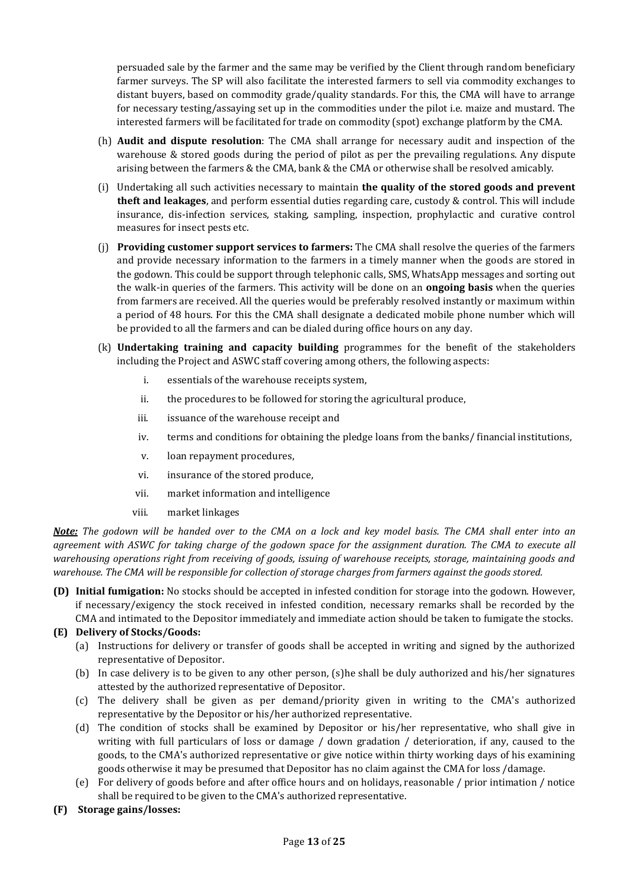persuaded sale by the farmer and the same may be verified by the Client through random beneficiary farmer surveys. The SP will also facilitate the interested farmers to sell via commodity exchanges to distant buyers, based on commodity grade/quality standards. For this, the CMA will have to arrange for necessary testing/assaying set up in the commodities under the pilot i.e. maize and mustard. The interested farmers will be facilitated for trade on commodity (spot) exchange platform by the CMA.

(h) **Audit and dispute resolution**: The CMA shall arrange for necessary audit and inspection of the warehouse & stored goods during the period of pilot as per the prevailing regulations. Any dispute arising between the farmers & the CMA, bank & the CMA or otherwise shall be resolved amicably.

(i) Undertaking all such activities necessary to maintain **the quality of the stored goods and prevent theft and leakages**, and perform essential duties regarding care, custody & control. This will include insurance, dis-infection services, staking, sampling, inspection, prophylactic and curative control measures for insect pests etc.

(j) **Providing customer support services to farmers:** The CMA shall resolve the queries of the farmers and provide necessary information to the farmers in a timely manner when the goods are stored in the godown. This could be support through telephonic calls, SMS, WhatsApp messages and sorting out the walk-in queries of the farmers. This activity will be done on an **ongoing basis** when the queries from farmers are received. All the queries would be preferably resolved instantly or maximum within a period of 48 hours. For this the CMA shall designate a dedicated mobile phone number which will be provided to all the farmers and can be dialed during office hours on any day.

(k) **Undertaking training and capacity building** programmes for the benefit of the stakeholders including the Project and ASWC staff covering among others, the following aspects:

   i. essentials of the warehouse receipts system,
   ii. the procedures to be followed for storing the agricultural produce,
   iii. issuance of the warehouse receipt and
   iv. terms and conditions for obtaining the pledge loans from the banks/ financial institutions,
   v. loan repayment procedures,
   vi. insurance of the stored produce,
   vii. market information and intelligence
   viii. market linkages

***Note:*** *The godown will be handed over to the CMA on a lock and key model basis. The CMA shall enter into an agreement with ASWC for taking charge of the godown space for the assignment duration. The CMA to execute all warehousing operations right from receiving of goods, issuing of warehouse receipts, storage, maintaining goods and warehouse. The CMA will be responsible for collection of storage charges from farmers against the goods stored.*

**(D) Initial fumigation:** No stocks should be accepted in infested condition for storage into the godown. However, if necessary/exigency the stock received in infested condition, necessary remarks shall be recorded by the CMA and intimated to the Depositor immediately and immediate action should be taken to fumigate the stocks.

**(E) Delivery of Stocks/Goods:**

(a) Instructions for delivery or transfer of goods shall be accepted in writing and signed by the authorized representative of Depositor.

(b) In case delivery is to be given to any other person, (s)he shall be duly authorized and his/her signatures attested by the authorized representative of Depositor.

(c) The delivery shall be given as per demand/priority given in writing to the CMA's authorized representative by the Depositor or his/her authorized representative.

(d) The condition of stocks shall be examined by Depositor or his/her representative, who shall give in writing with full particulars of loss or damage / down gradation / deterioration, if any, caused to the goods, to the CMA's authorized representative or give notice within thirty working days of his examining goods otherwise it may be presumed that Depositor has no claim against the CMA for loss /damage.

(e) For delivery of goods before and after office hours and on holidays, reasonable / prior intimation / notice shall be required to be given to the CMA's authorized representative.

**(F) Storage gains/losses:**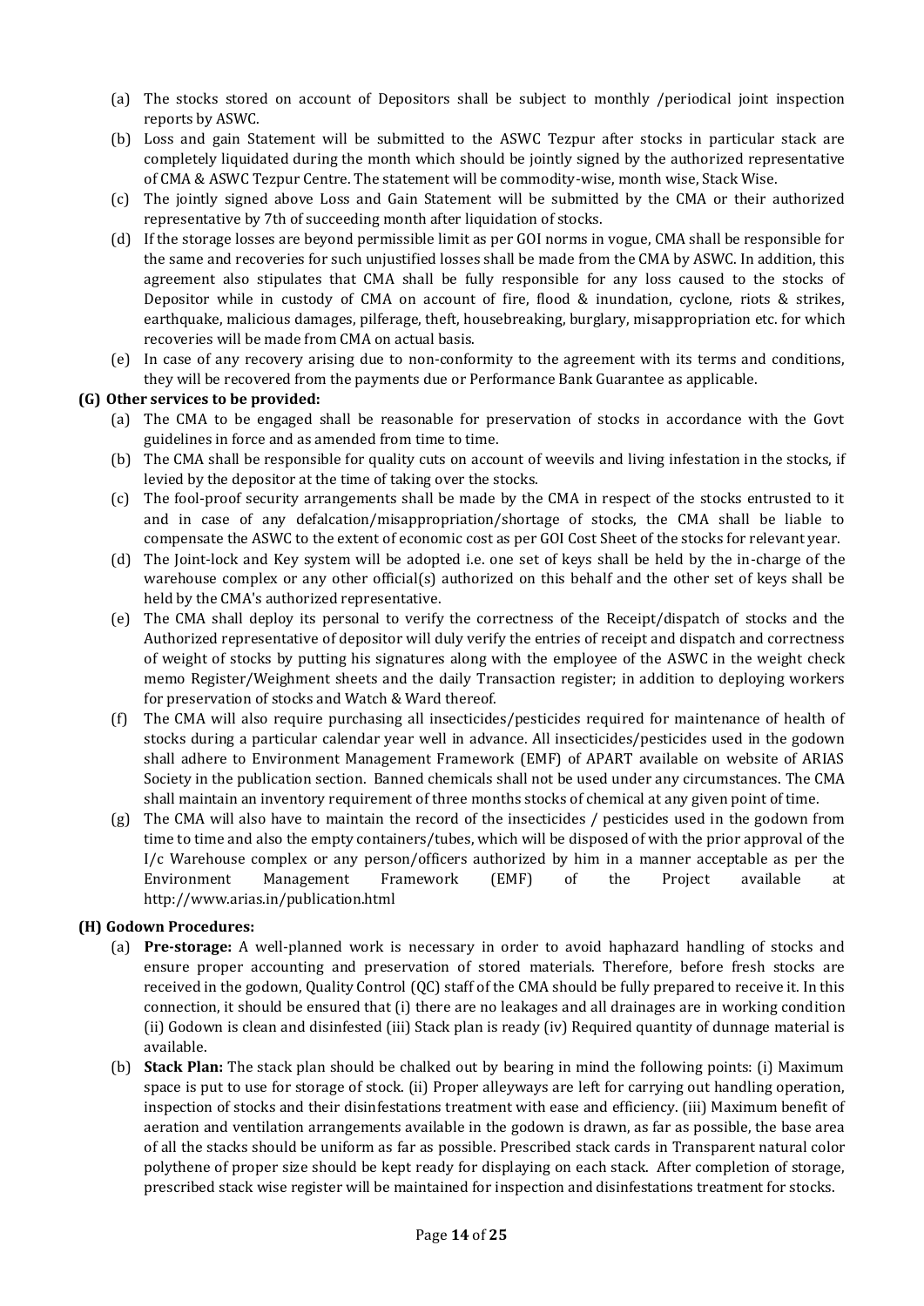(a) The stocks stored on account of Depositors shall be subject to monthly /periodical joint inspection reports by ASWC.

(b) Loss and gain Statement will be submitted to the ASWC Tezpur after stocks in particular stack are completely liquidated during the month which should be jointly signed by the authorized representative of CMA & ASWC Tezpur Centre. The statement will be commodity-wise, month wise, Stack Wise.

(c) The jointly signed above Loss and Gain Statement will be submitted by the CMA or their authorized representative by 7th of succeeding month after liquidation of stocks.

(d) If the storage losses are beyond permissible limit as per GOI norms in vogue, CMA shall be responsible for the same and recoveries for such unjustified losses shall be made from the CMA by ASWC. In addition, this agreement also stipulates that CMA shall be fully responsible for any loss caused to the stocks of Depositor while in custody of CMA on account of fire, flood & inundation, cyclone, riots & strikes, earthquake, malicious damages, pilferage, theft, housebreaking, burglary, misappropriation etc. for which recoveries will be made from CMA on actual basis.

(e) In case of any recovery arising due to non-conformity to the agreement with its terms and conditions, they will be recovered from the payments due or Performance Bank Guarantee as applicable.

**(G) Other services to be provided:**

(a) The CMA to be engaged shall be reasonable for preservation of stocks in accordance with the Govt guidelines in force and as amended from time to time.

(b) The CMA shall be responsible for quality cuts on account of weevils and living infestation in the stocks, if levied by the depositor at the time of taking over the stocks.

(c) The fool-proof security arrangements shall be made by the CMA in respect of the stocks entrusted to it and in case of any defalcation/misappropriation/shortage of stocks, the CMA shall be liable to compensate the ASWC to the extent of economic cost as per GOI Cost Sheet of the stocks for relevant year.

(d) The Joint-lock and Key system will be adopted i.e. one set of keys shall be held by the in-charge of the warehouse complex or any other official(s) authorized on this behalf and the other set of keys shall be held by the CMA's authorized representative.

(e) The CMA shall deploy its personal to verify the correctness of the Receipt/dispatch of stocks and the Authorized representative of depositor will duly verify the entries of receipt and dispatch and correctness of weight of stocks by putting his signatures along with the employee of the ASWC in the weight check memo Register/Weighment sheets and the daily Transaction register; in addition to deploying workers for preservation of stocks and Watch & Ward thereof.

(f) The CMA will also require purchasing all insecticides/pesticides required for maintenance of health of stocks during a particular calendar year well in advance. All insecticides/pesticides used in the godown shall adhere to Environment Management Framework (EMF) of APART available on website of ARIAS Society in the publication section. Banned chemicals shall not be used under any circumstances. The CMA shall maintain an inventory requirement of three months stocks of chemical at any given point of time.

(g) The CMA will also have to maintain the record of the insecticides / pesticides used in the godown from time to time and also the empty containers/tubes, which will be disposed of with the prior approval of the I/c Warehouse complex or any person/officers authorized by him in a manner acceptable as per the Environment Management Framework (EMF) of the Project available at http://www.arias.in/publication.html

**(H) Godown Procedures:**

(a) **Pre-storage:** A well-planned work is necessary in order to avoid haphazard handling of stocks and ensure proper accounting and preservation of stored materials. Therefore, before fresh stocks are received in the godown, Quality Control (QC) staff of the CMA should be fully prepared to receive it. In this connection, it should be ensured that (i) there are no leakages and all drainages are in working condition (ii) Godown is clean and disinfested (iii) Stack plan is ready (iv) Required quantity of dunnage material is available.

(b) **Stack Plan:** The stack plan should be chalked out by bearing in mind the following points: (i) Maximum space is put to use for storage of stock. (ii) Proper alleyways are left for carrying out handling operation, inspection of stocks and their disinfestations treatment with ease and efficiency. (iii) Maximum benefit of aeration and ventilation arrangements available in the godown is drawn, as far as possible, the base area of all the stacks should be uniform as far as possible. Prescribed stack cards in Transparent natural color polythene of proper size should be kept ready for displaying on each stack. After completion of storage, prescribed stack wise register will be maintained for inspection and disinfestations treatment for stocks.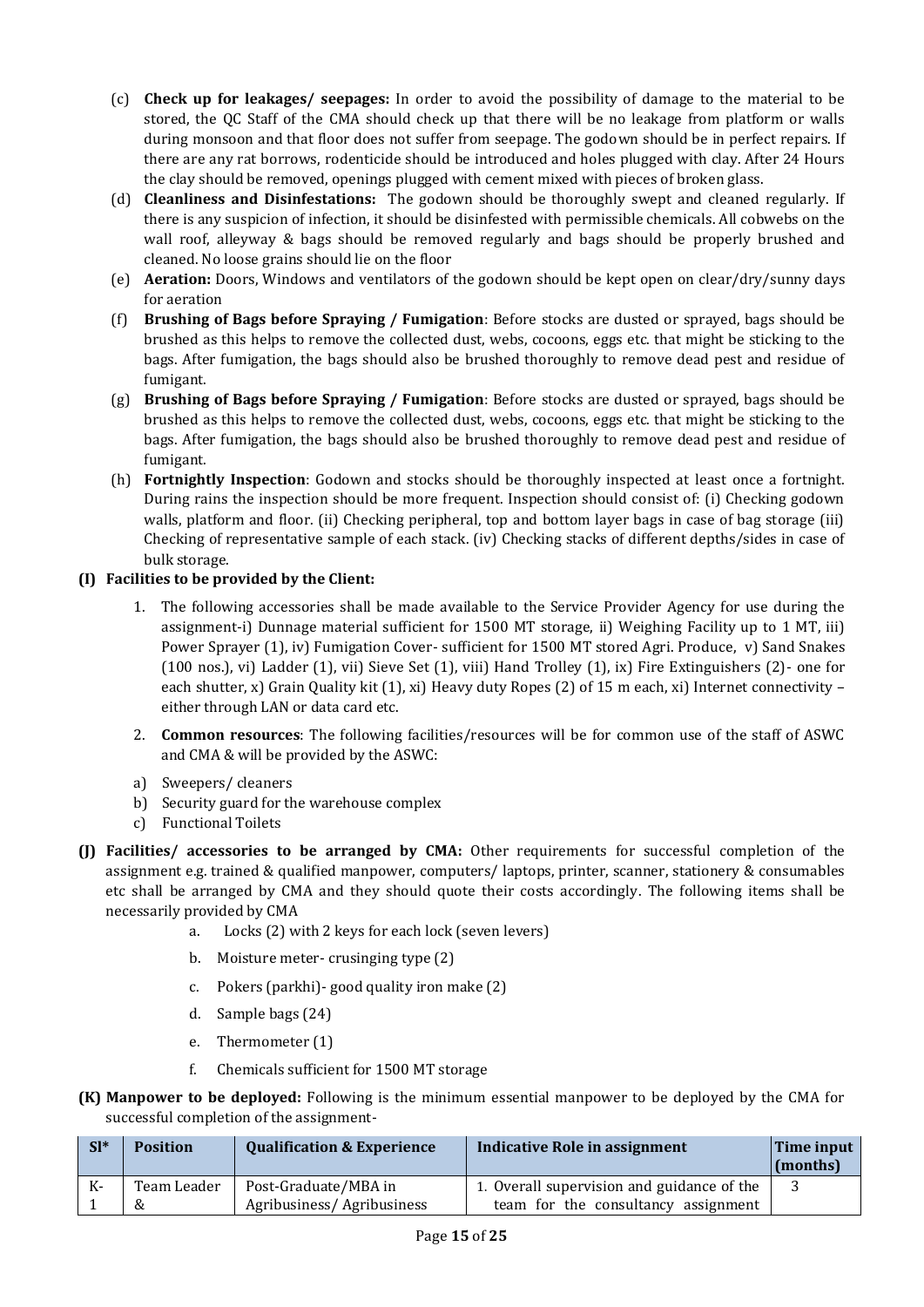(c) **Check up for leakages/ seepages:** In order to avoid the possibility of damage to the material to be stored, the QC Staff of the CMA should check up that there will be no leakage from platform or walls during monsoon and that floor does not suffer from seepage. The godown should be in perfect repairs. If there are any rat borrows, rodenticide should be introduced and holes plugged with clay. After 24 Hours the clay should be removed, openings plugged with cement mixed with pieces of broken glass.

(d) **Cleanliness and Disinfestations:** The godown should be thoroughly swept and cleaned regularly. If there is any suspicion of infection, it should be disinfested with permissible chemicals. All cobwebs on the wall roof, alleyway & bags should be removed regularly and bags should be properly brushed and cleaned. No loose grains should lie on the floor

(e) **Aeration:** Doors, Windows and ventilators of the godown should be kept open on clear/dry/sunny days for aeration

(f) **Brushing of Bags before Spraying / Fumigation**: Before stocks are dusted or sprayed, bags should be brushed as this helps to remove the collected dust, webs, cocoons, eggs etc. that might be sticking to the bags. After fumigation, the bags should also be brushed thoroughly to remove dead pest and residue of fumigant.

(g) **Brushing of Bags before Spraying / Fumigation**: Before stocks are dusted or sprayed, bags should be brushed as this helps to remove the collected dust, webs, cocoons, eggs etc. that might be sticking to the bags. After fumigation, the bags should also be brushed thoroughly to remove dead pest and residue of fumigant.

(h) **Fortnightly Inspection**: Godown and stocks should be thoroughly inspected at least once a fortnight. During rains the inspection should be more frequent. Inspection should consist of: (i) Checking godown walls, platform and floor. (ii) Checking peripheral, top and bottom layer bags in case of bag storage (iii) Checking of representative sample of each stack. (iv) Checking stacks of different depths/sides in case of bulk storage.

**(I) Facilities to be provided by the Client:**

1. The following accessories shall be made available to the Service Provider Agency for use during the assignment-i) Dunnage material sufficient for 1500 MT storage, ii) Weighing Facility up to 1 MT, iii) Power Sprayer (1), iv) Fumigation Cover- sufficient for 1500 MT stored Agri. Produce, v) Sand Snakes (100 nos.), vi) Ladder (1), vii) Sieve Set (1), viii) Hand Trolley (1), ix) Fire Extinguishers (2)- one for each shutter, x) Grain Quality kit (1), xi) Heavy duty Ropes (2) of 15 m each, xi) Internet connectivity – either through LAN or data card etc.

2. **Common resources**: The following facilities/resources will be for common use of the staff of ASWC and CMA & will be provided by the ASWC:

a) Sweepers/ cleaners
b) Security guard for the warehouse complex
c) Functional Toilets

**(J) Facilities/ accessories to be arranged by CMA:** Other requirements for successful completion of the assignment e.g. trained & qualified manpower, computers/ laptops, printer, scanner, stationery & consumables etc shall be arranged by CMA and they should quote their costs accordingly. The following items shall be necessarily provided by CMA

a. Locks (2) with 2 keys for each lock (seven levers)
b. Moisture meter- crusinging type (2)
c. Pokers (parkhi)- good quality iron make (2)
d. Sample bags (24)
e. Thermometer (1)
f. Chemicals sufficient for 1500 MT storage

**(K) Manpower to be deployed:** Following is the minimum essential manpower to be deployed by the CMA for successful completion of the assignment-

| Sl* | Position | Qualification & Experience | Indicative Role in assignment | Time input (months) |
|---|---|---|---|---|
| K-1 | Team Leader & | Post-Graduate/MBA in Agribusiness/ Agribusiness | 1. Overall supervision and guidance of the team for the consultancy assignment | 3 |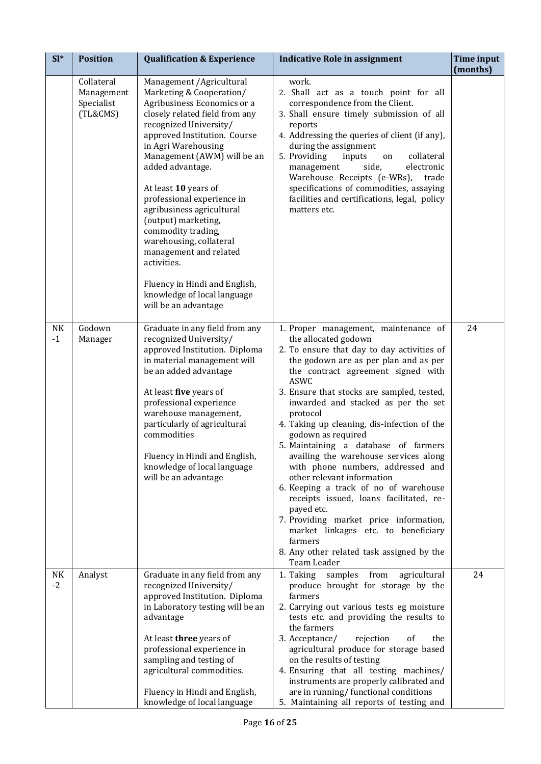| Sl* | Position | Qualification & Experience | Indicative Role in assignment | Time input (months) |
|---|---|---|---|---|
| | Collateral Management Specialist (TL&CMS) | Management /Agricultural Marketing & Cooperation/ Agribusiness Economics or a closely related field from any recognized University/ approved Institution. Course in Agri Warehousing Management (AWM) will be an added advantage.<br><br>At least **10** years of professional experience in agribusiness agricultural (output) marketing, commodity trading, warehousing, collateral management and related activities.<br><br>Fluency in Hindi and English, knowledge of local language will be an advantage | work.<br>2. Shall act as a touch point for all correspondence from the Client.<br>3. Shall ensure timely submission of all reports<br>4. Addressing the queries of client (if any), during the assignment<br>5. Providing inputs on collateral management side, electronic Warehouse Receipts (e-WRs), trade specifications of commodities, assaying facilities and certifications, legal, policy matters etc. | |
| NK -1 | Godown Manager | Graduate in any field from any recognized University/ approved Institution. Diploma in material management will be an added advantage<br><br>At least **five** years of professional experience warehouse management, particularly of agricultural commodities<br><br>Fluency in Hindi and English, knowledge of local language will be an advantage | 1. Proper management, maintenance of the allocated godown<br>2. To ensure that day to day activities of the godown are as per plan and as per the contract agreement signed with ASWC<br>3. Ensure that stocks are sampled, tested, inwarded and stacked as per the set protocol<br>4. Taking up cleaning, dis-infection of the godown as required<br>5. Maintaining a database of farmers availing the warehouse services along with phone numbers, addressed and other relevant information<br>6. Keeping a track of no of warehouse receipts issued, loans facilitated, re-payed etc.<br>7. Providing market price information, market linkages etc. to beneficiary farmers<br>8. Any other related task assigned by the Team Leader | 24 |
| NK -2 | Analyst | Graduate in any field from any recognized University/ approved Institution. Diploma in Laboratory testing will be an advantage<br><br>At least **three** years of professional experience in sampling and testing of agricultural commodities.<br><br>Fluency in Hindi and English, knowledge of local language | 1. Taking samples from agricultural produce brought for storage by the farmers<br>2. Carrying out various tests eg moisture tests etc. and providing the results to the farmers<br>3. Acceptance/ rejection of the agricultural produce for storage based on the results of testing<br>4. Ensuring that all testing machines/ instruments are properly calibrated and are in running/ functional conditions<br>5. Maintaining all reports of testing and | 24 |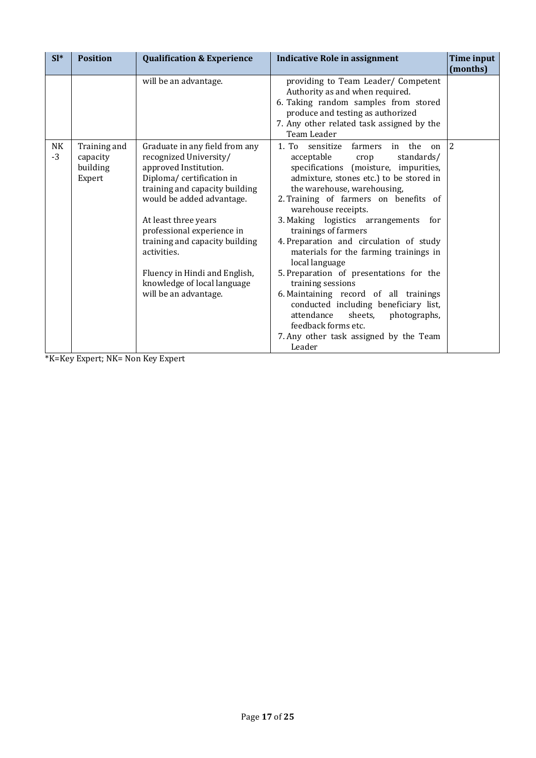| Sl* | Position | Qualification & Experience | Indicative Role in assignment | Time input (months) |
|---|---|---|---|---|
| | | will be an advantage. | providing to Team Leader/ Competent Authority as and when required.<br>6. Taking random samples from stored produce and testing as authorized<br>7. Any other related task assigned by the Team Leader | |
| NK -3 | Training and capacity building Expert | Graduate in any field from any recognized University/ approved Institution.<br>Diploma/ certification in training and capacity building would be added advantage.<br><br>At least three years professional experience in training and capacity building activities.<br><br>Fluency in Hindi and English, knowledge of local language will be an advantage. | 1. To sensitize farmers in the on acceptable crop standards/ specifications (moisture, impurities, admixture, stones etc.) to be stored in the warehouse, warehousing,<br>2. Training of farmers on benefits of warehouse receipts.<br>3. Making logistics arrangements for trainings of farmers<br>4. Preparation and circulation of study materials for the farming trainings in local language<br>5. Preparation of presentations for the training sessions<br>6. Maintaining record of all trainings conducted including beneficiary list, attendance sheets, photographs, feedback forms etc.<br>7. Any other task assigned by the Team Leader | 2 |

*K=Key Expert; NK= Non Key Expert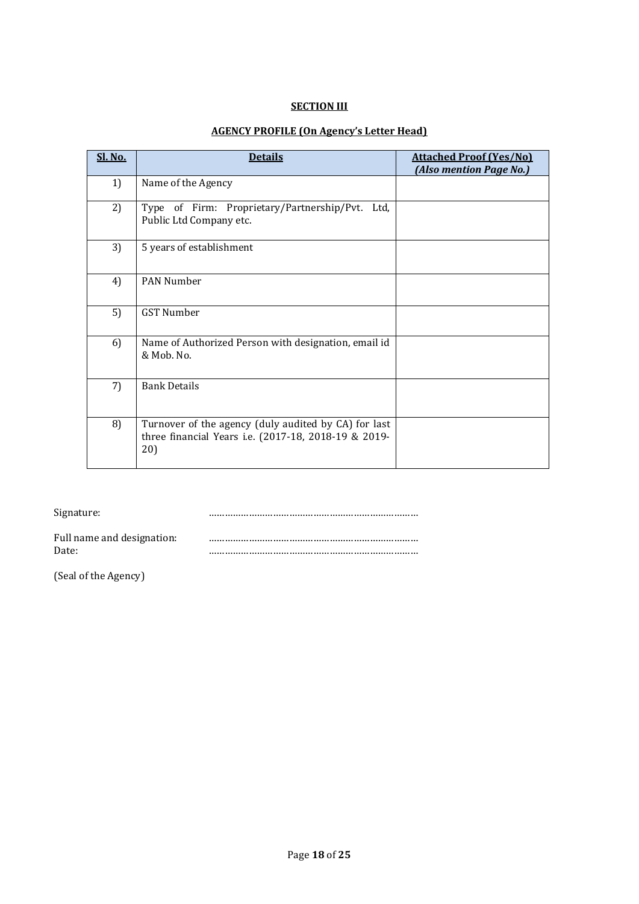**SECTION III**

**AGENCY PROFILE (On Agency's Letter Head)**

| **Sl. No.** | **Details** | **Attached Proof (Yes/No)** ***(Also mention Page No.)*** |
|---|---|---|
| 1) | Name of the Agency | |
| 2) | Type of Firm: Proprietary/Partnership/Pvt. Ltd, Public Ltd Company etc. | |
| 3) | 5 years of establishment | |
| 4) | PAN Number | |
| 5) | GST Number | |
| 6) | Name of Authorized Person with designation, email id & Mob. No. | |
| 7) | Bank Details | |
| 8) | Turnover of the agency (duly audited by CA) for last three financial Years i.e. (2017-18, 2018-19 & 2019-20) | |

Signature: ………………………………………………………………

Full name and designation: ………………………………………………………………
Date: ………………………………………………………………

(Seal of the Agency)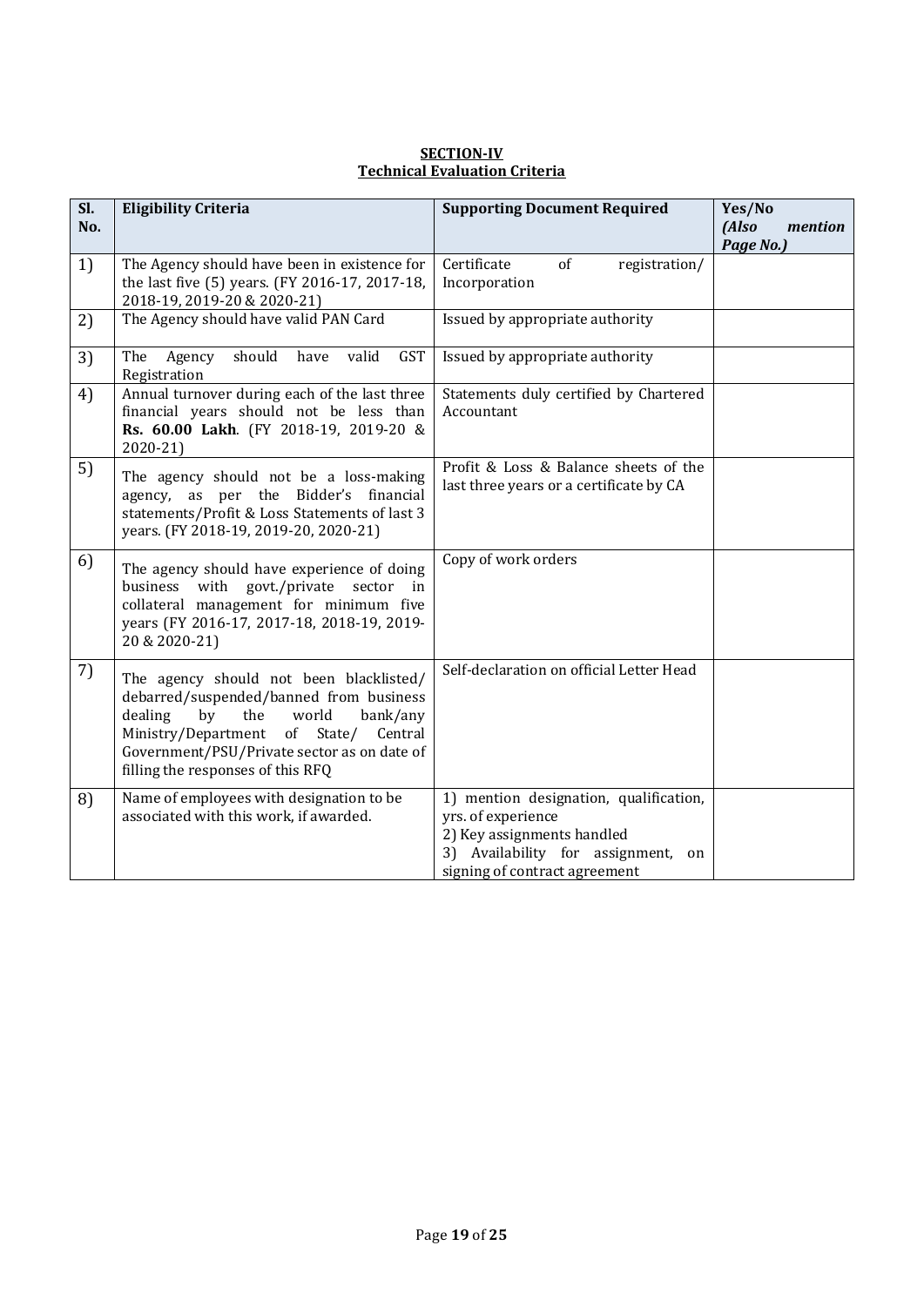## SECTION-IV

## Technical Evaluation Criteria

| Sl. No. | Eligibility Criteria | Supporting Document Required | Yes/No *(Also mention Page No.)* |
|---|---|---|---|
| 1) | The Agency should have been in existence for the last five (5) years. (FY 2016-17, 2017-18, 2018-19, 2019-20 & 2020-21) | Certificate of registration/ Incorporation | |
| 2) | The Agency should have valid PAN Card | Issued by appropriate authority | |
| 3) | The Agency should have valid GST Registration | Issued by appropriate authority | |
| 4) | Annual turnover during each of the last three financial years should not be less than **Rs. 60.00 Lakh**. (FY 2018-19, 2019-20 & 2020-21) | Statements duly certified by Chartered Accountant | |
| 5) | The agency should not be a loss-making agency, as per the Bidder's financial statements/Profit & Loss Statements of last 3 years. (FY 2018-19, 2019-20, 2020-21) | Profit & Loss & Balance sheets of the last three years or a certificate by CA | |
| 6) | The agency should have experience of doing business with govt./private sector in collateral management for minimum five years (FY 2016-17, 2017-18, 2018-19, 2019-20 & 2020-21) | Copy of work orders | |
| 7) | The agency should not been blacklisted/ debarred/suspended/banned from business dealing by the world bank/any Ministry/Department of State/ Central Government/PSU/Private sector as on date of filling the responses of this RFQ | Self-declaration on official Letter Head | |
| 8) | Name of employees with designation to be associated with this work, if awarded. | 1) mention designation, qualification, yrs. of experience<br>2) Key assignments handled<br>3) Availability for assignment, on signing of contract agreement | |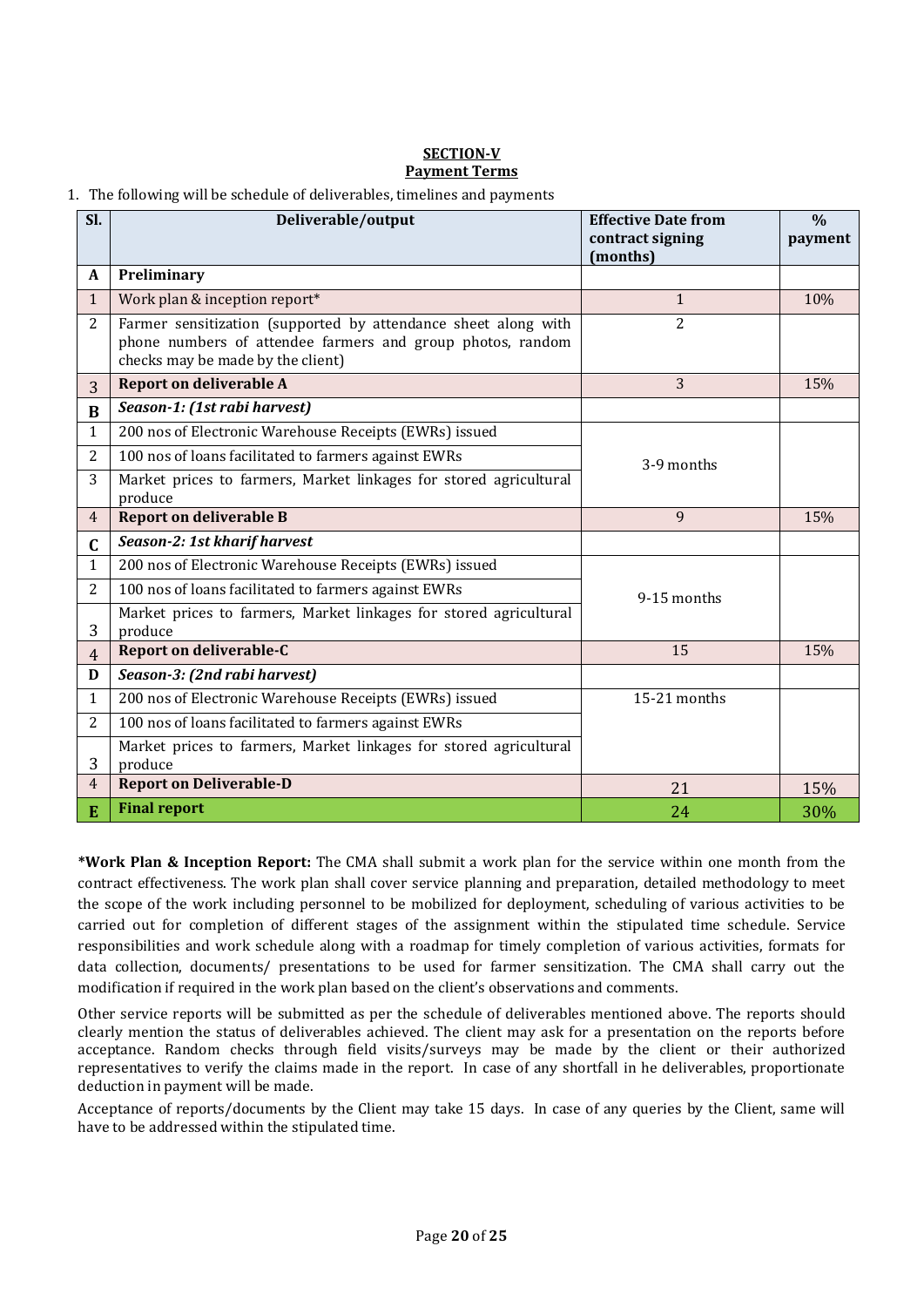**SECTION-V**
**Payment Terms**

1. The following will be schedule of deliverables, timelines and payments

| Sl. | Deliverable/output | Effective Date from contract signing (months) | % payment |
|---|---|---|---|
| **A** | **Preliminary** | | |
| 1 | Work plan & inception report* | 1 | 10% |
| 2 | Farmer sensitization (supported by attendance sheet along with phone numbers of attendee farmers and group photos, random checks may be made by the client) | 2 | |
| 3 | **Report on deliverable A** | 3 | 15% |
| **B** | ***Season-1: (1st rabi harvest)*** | | |
| 1 | 200 nos of Electronic Warehouse Receipts (EWRs) issued | 3-9 months | |
| 2 | 100 nos of loans facilitated to farmers against EWRs | | |
| 3 | Market prices to farmers, Market linkages for stored agricultural produce | | |
| 4 | **Report on deliverable B** | 9 | 15% |
| **C** | ***Season-2: 1st kharif harvest*** | | |
| 1 | 200 nos of Electronic Warehouse Receipts (EWRs) issued | 9-15 months | |
| 2 | 100 nos of loans facilitated to farmers against EWRs | | |
| 3 | Market prices to farmers, Market linkages for stored agricultural produce | | |
| 4 | **Report on deliverable-C** | 15 | 15% |
| **D** | ***Season-3: (2nd rabi harvest)*** | | |
| 1 | 200 nos of Electronic Warehouse Receipts (EWRs) issued | 15-21 months | |
| 2 | 100 nos of loans facilitated to farmers against EWRs | | |
| 3 | Market prices to farmers, Market linkages for stored agricultural produce | | |
| 4 | **Report on Deliverable-D** | 21 | 15% |
| **E** | **Final report** | 24 | 30% |

***Work Plan & Inception Report:** The CMA shall submit a work plan for the service within one month from the contract effectiveness. The work plan shall cover service planning and preparation, detailed methodology to meet the scope of the work including personnel to be mobilized for deployment, scheduling of various activities to be carried out for completion of different stages of the assignment within the stipulated time schedule. Service responsibilities and work schedule along with a roadmap for timely completion of various activities, formats for data collection, documents/ presentations to be used for farmer sensitization. The CMA shall carry out the modification if required in the work plan based on the client's observations and comments.

Other service reports will be submitted as per the schedule of deliverables mentioned above. The reports should clearly mention the status of deliverables achieved. The client may ask for a presentation on the reports before acceptance. Random checks through field visits/surveys may be made by the client or their authorized representatives to verify the claims made in the report. In case of any shortfall in he deliverables, proportionate deduction in payment will be made.

Acceptance of reports/documents by the Client may take 15 days. In case of any queries by the Client, same will have to be addressed within the stipulated time.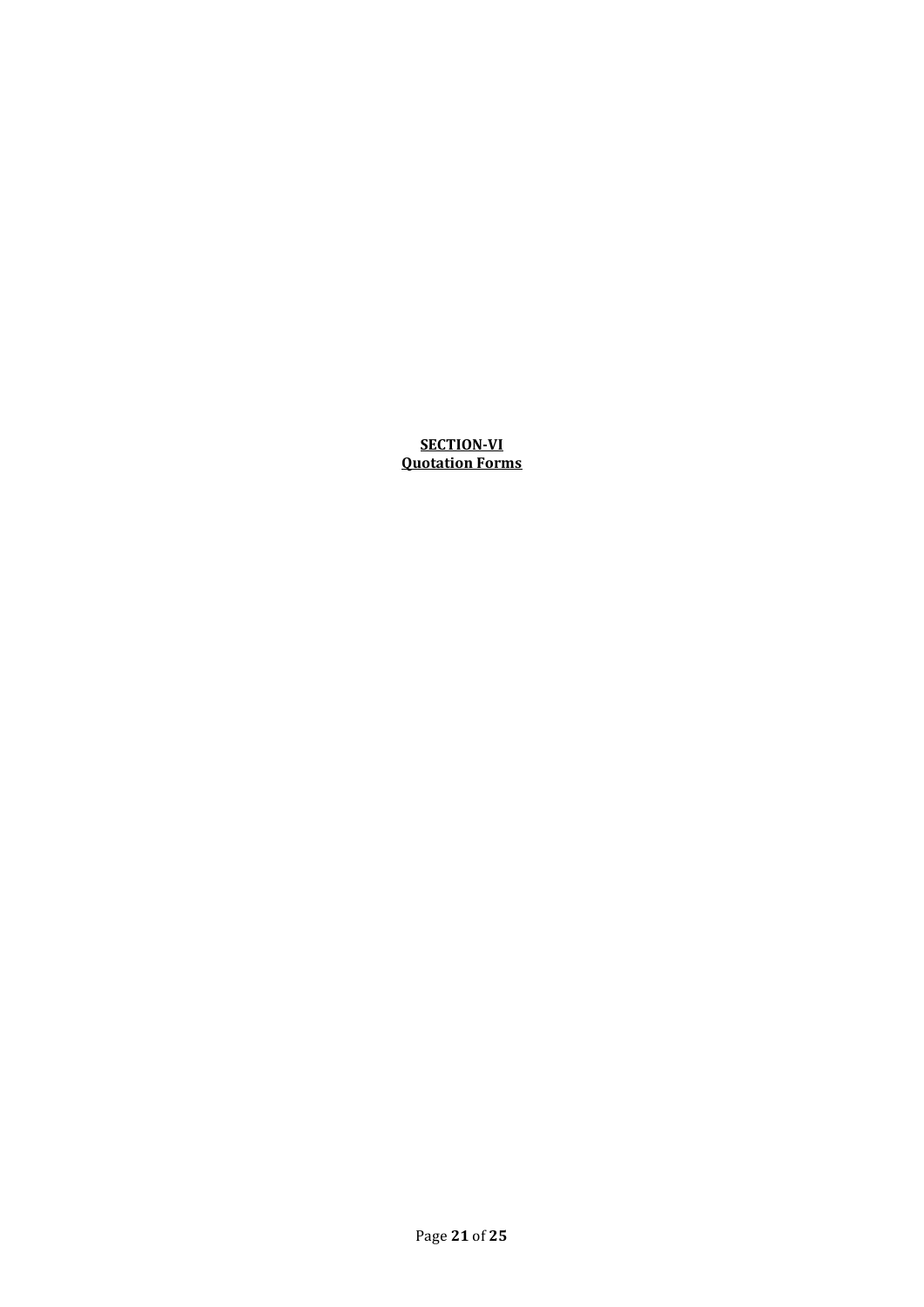**SECTION-VI**

**Quotation Forms**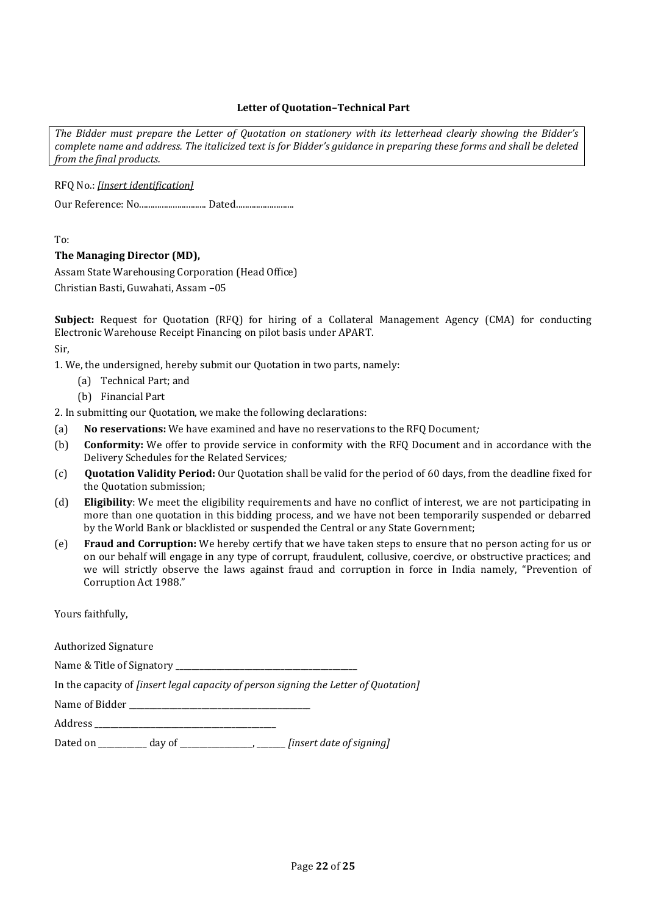**Letter of Quotation–Technical Part**

*The Bidder must prepare the Letter of Quotation on stationery with its letterhead clearly showing the Bidder's complete name and address. The italicized text is for Bidder's guidance in preparing these forms and shall be deleted from the final products.*

RFQ No.: *[insert identification]*

Our Reference: No............................... Dated...........................

To:

**The Managing Director (MD),**

Assam State Warehousing Corporation (Head Office)

Christian Basti, Guwahati, Assam –05

**Subject:** Request for Quotation (RFQ) for hiring of a Collateral Management Agency (CMA) for conducting Electronic Warehouse Receipt Financing on pilot basis under APART.

Sir,

1. We, the undersigned, hereby submit our Quotation in two parts, namely:
   - (a) Technical Part; and
   - (b) Financial Part

2. In submitting our Quotation, we make the following declarations:

(a) **No reservations:** We have examined and have no reservations to the RFQ Document*;*

(b) **Conformity:** We offer to provide service in conformity with the RFQ Document and in accordance with the Delivery Schedules for the Related Services*;*

(c) **Quotation Validity Period:** Our Quotation shall be valid for the period of 60 days, from the deadline fixed for the Quotation submission;

(d) **Eligibility**: We meet the eligibility requirements and have no conflict of interest, we are not participating in more than one quotation in this bidding process, and we have not been temporarily suspended or debarred by the World Bank or blacklisted or suspended the Central or any State Government;

(e) **Fraud and Corruption:** We hereby certify that we have taken steps to ensure that no person acting for us or on our behalf will engage in any type of corrupt, fraudulent, collusive, coercive, or obstructive practices; and we will strictly observe the laws against fraud and corruption in force in India namely, "Prevention of Corruption Act 1988."

Yours faithfully,

Authorized Signature

Name & Title of Signatory _______________________________________________

In the capacity of *[insert legal capacity of person signing the Letter of Quotation]*

Name of Bidder _______________________________________________

Address _______________________________________________

Dated on ____________ day of __________________, _______ *[insert date of signing]*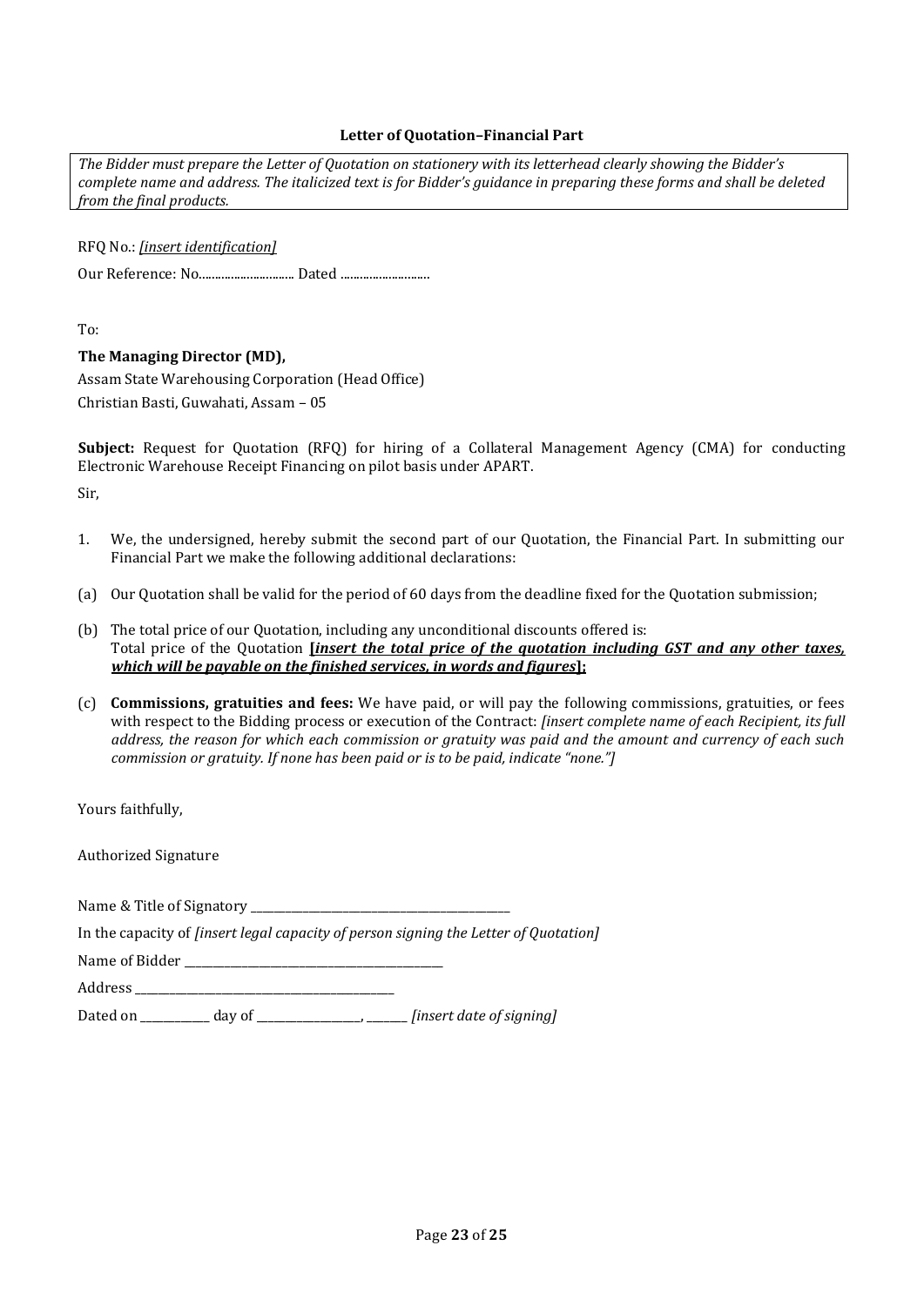**Letter of Quotation–Financial Part**

*The Bidder must prepare the Letter of Quotation on stationery with its letterhead clearly showing the Bidder's complete name and address. The italicized text is for Bidder's guidance in preparing these forms and shall be deleted from the final products.*

RFQ No.: *[insert identification]*

Our Reference: No.............................. Dated ............................

To:

**The Managing Director (MD),**

Assam State Warehousing Corporation (Head Office)

Christian Basti, Guwahati, Assam – 05

**Subject:** Request for Quotation (RFQ) for hiring of a Collateral Management Agency (CMA) for conducting Electronic Warehouse Receipt Financing on pilot basis under APART.

Sir,

1. We, the undersigned, hereby submit the second part of our Quotation, the Financial Part. In submitting our Financial Part we make the following additional declarations:

(a) Our Quotation shall be valid for the period of 60 days from the deadline fixed for the Quotation submission;

(b) The total price of our Quotation, including any unconditional discounts offered is:
Total price of the Quotation **[*insert the total price of the quotation including GST and any other taxes, which will be payable on the finished services, in words and figures*];**

(c) **Commissions, gratuities and fees:** We have paid, or will pay the following commissions, gratuities, or fees with respect to the Bidding process or execution of the Contract: *[insert complete name of each Recipient, its full address, the reason for which each commission or gratuity was paid and the amount and currency of each such commission or gratuity. If none has been paid or is to be paid, indicate "none."]*

Yours faithfully,

Authorized Signature

Name & Title of Signatory ______________________________

In the capacity of *[insert legal capacity of person signing the Letter of Quotation]*

Name of Bidder ______________________________

Address ______________________________

Dated on ________ day of ____________, _____ *[insert date of signing]*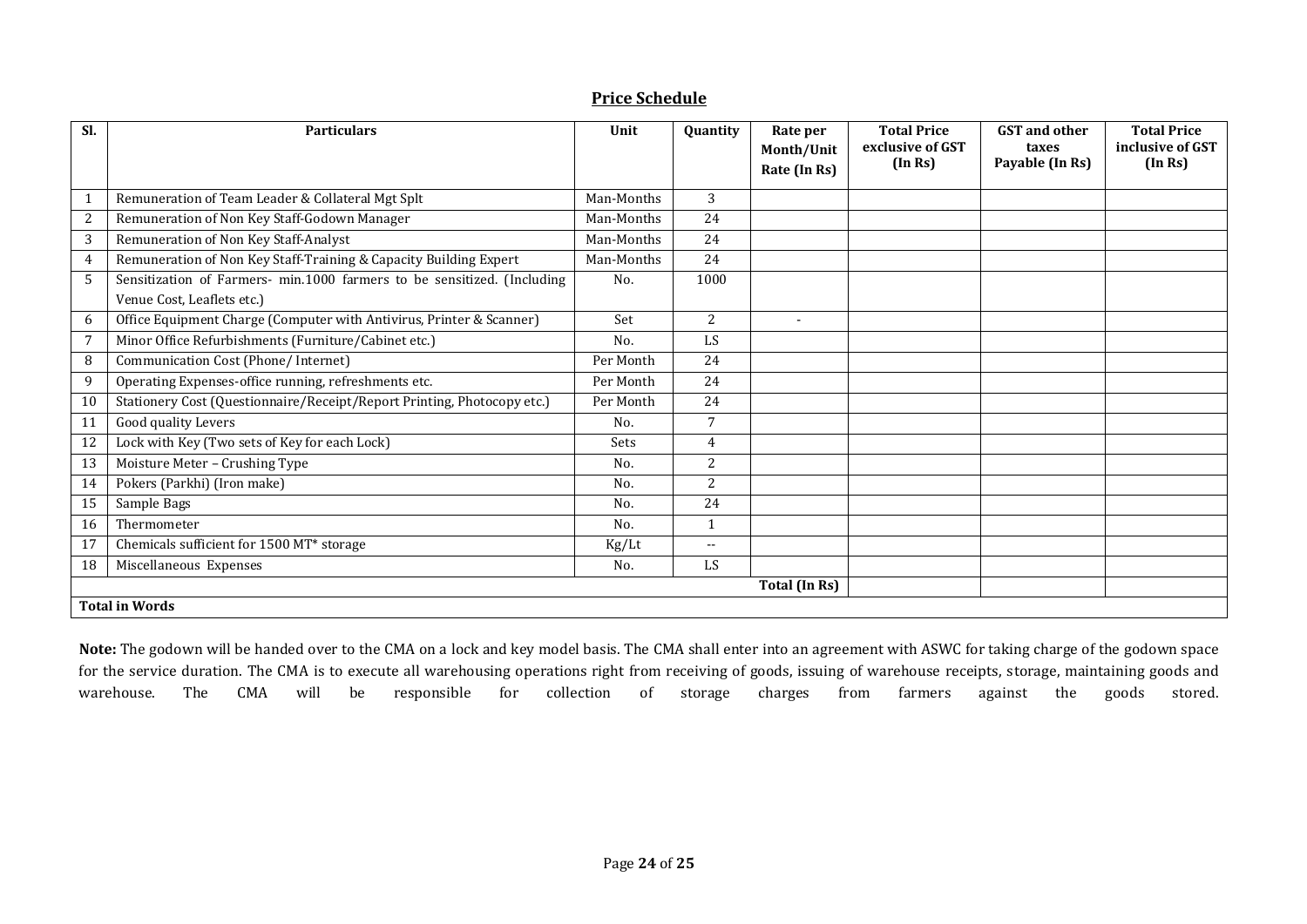## Price Schedule

| Sl. | Particulars | Unit | Quantity | Rate per Month/Unit Rate (In Rs) | Total Price exclusive of GST (In Rs) | GST and other taxes Payable (In Rs) | Total Price inclusive of GST (In Rs) |
|---|---|---|---|---|---|---|---|
| 1 | Remuneration of Team Leader & Collateral Mgt Splt | Man-Months | 3 | | | | |
| 2 | Remuneration of Non Key Staff-Godown Manager | Man-Months | 24 | | | | |
| 3 | Remuneration of Non Key Staff-Analyst | Man-Months | 24 | | | | |
| 4 | Remuneration of Non Key Staff-Training & Capacity Building Expert | Man-Months | 24 | | | | |
| 5 | Sensitization of Farmers- min.1000 farmers to be sensitized. (Including Venue Cost, Leaflets etc.) | No. | 1000 | | | | |
| 6 | Office Equipment Charge (Computer with Antivirus, Printer & Scanner) | Set | 2 | - | | | |
| 7 | Minor Office Refurbishments (Furniture/Cabinet etc.) | No. | LS | | | | |
| 8 | Communication Cost (Phone/ Internet) | Per Month | 24 | | | | |
| 9 | Operating Expenses-office running, refreshments etc. | Per Month | 24 | | | | |
| 10 | Stationery Cost (Questionnaire/Receipt/Report Printing, Photocopy etc.) | Per Month | 24 | | | | |
| 11 | Good quality Levers | No. | 7 | | | | |
| 12 | Lock with Key (Two sets of Key for each Lock) | Sets | 4 | | | | |
| 13 | Moisture Meter – Crushing Type | No. | 2 | | | | |
| 14 | Pokers (Parkhi) (Iron make) | No. | 2 | | | | |
| 15 | Sample Bags | No. | 24 | | | | |
| 16 | Thermometer | No. | 1 | | | | |
| 17 | Chemicals sufficient for 1500 MT* storage | Kg/Lt | -- | | | | |
| 18 | Miscellaneous Expenses | No. | LS | | | | |
| | | | | **Total (In Rs)** | | | |
| **Total in Words** | | | | | | | |

**Note:** The godown will be handed over to the CMA on a lock and key model basis. The CMA shall enter into an agreement with ASWC for taking charge of the godown space for the service duration. The CMA is to execute all warehousing operations right from receiving of goods, issuing of warehouse receipts, storage, maintaining goods and warehouse. The CMA will be responsible for collection of storage charges from farmers against the goods stored.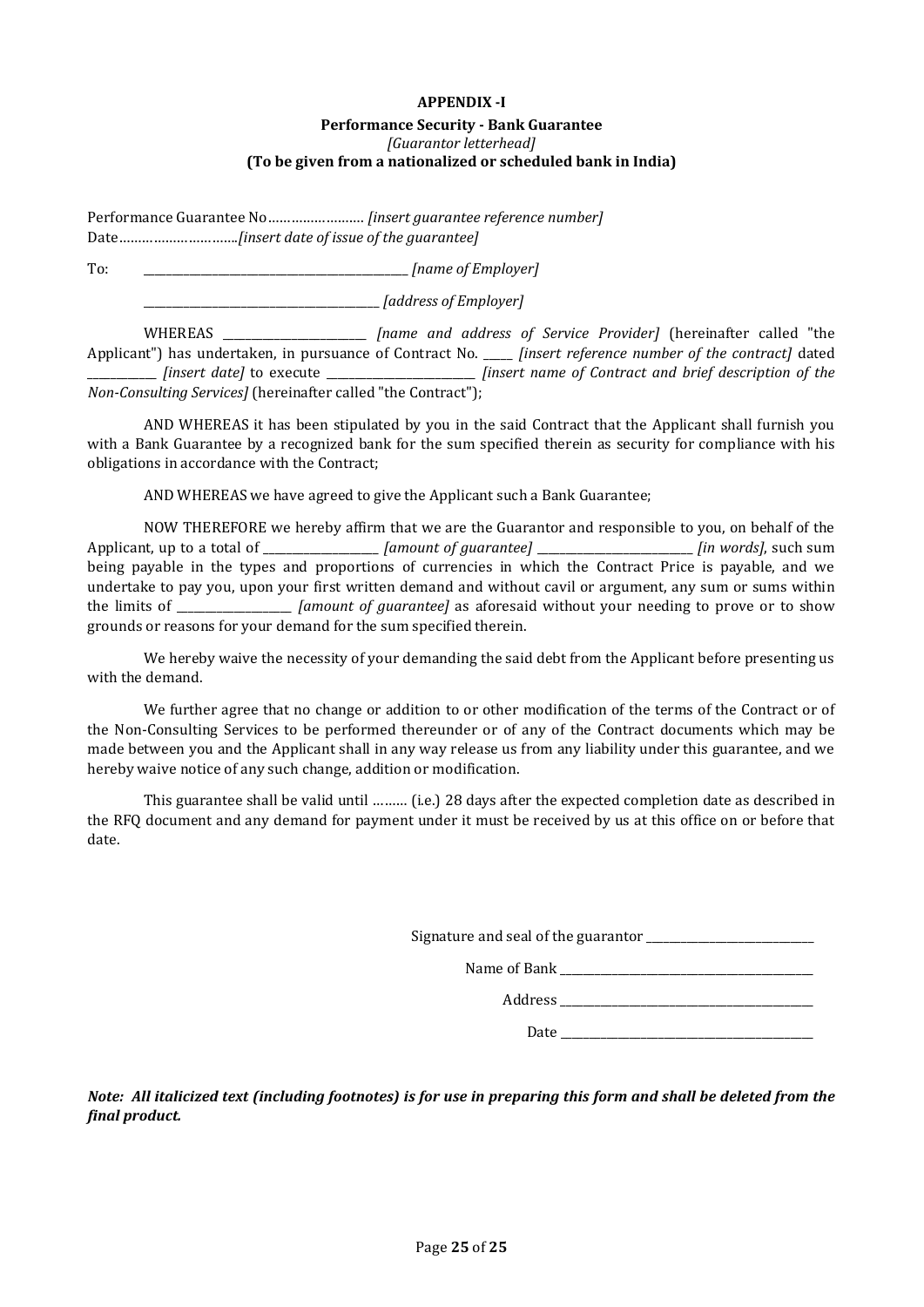**APPENDIX -I**

**Performance Security - Bank Guarantee**

*[Guarantor letterhead]*

**(To be given from a nationalized or scheduled bank in India)**

Performance Guarantee No…………………… *[insert guarantee reference number]*
Date…………………………*[insert date of issue of the guarantee]*

To: _______________________________________ *[name of Employer]*

_______________________________________ *[address of Employer]*

WHEREAS ______________________ *[name and address of Service Provider]* (hereinafter called "the Applicant") has undertaken, in pursuance of Contract No. _____ *[insert reference number of the contract]* dated ___________ *[insert date]* to execute ______________________ *[insert name of Contract and brief description of the Non-Consulting Services]* (hereinafter called "the Contract");

AND WHEREAS it has been stipulated by you in the said Contract that the Applicant shall furnish you with a Bank Guarantee by a recognized bank for the sum specified therein as security for compliance with his obligations in accordance with the Contract;

AND WHEREAS we have agreed to give the Applicant such a Bank Guarantee;

NOW THEREFORE we hereby affirm that we are the Guarantor and responsible to you, on behalf of the Applicant, up to a total of __________________ *[amount of guarantee]* ________________________ *[in words]*, such sum being payable in the types and proportions of currencies in which the Contract Price is payable, and we undertake to pay you, upon your first written demand and without cavil or argument, any sum or sums within the limits of __________________ *[amount of guarantee]* as aforesaid without your needing to prove or to show grounds or reasons for your demand for the sum specified therein.

We hereby waive the necessity of your demanding the said debt from the Applicant before presenting us with the demand.

We further agree that no change or addition to or other modification of the terms of the Contract or of the Non-Consulting Services to be performed thereunder or of any of the Contract documents which may be made between you and the Applicant shall in any way release us from any liability under this guarantee, and we hereby waive notice of any such change, addition or modification.

This guarantee shall be valid until ……… (i.e.) 28 days after the expected completion date as described in the RFQ document and any demand for payment under it must be received by us at this office on or before that date.

Signature and seal of the guarantor ________________________

Name of Bank ______________________________________

Address ______________________________________

Date ______________________________________

***Note: All italicized text (including footnotes) is for use in preparing this form and shall be deleted from the final product.***